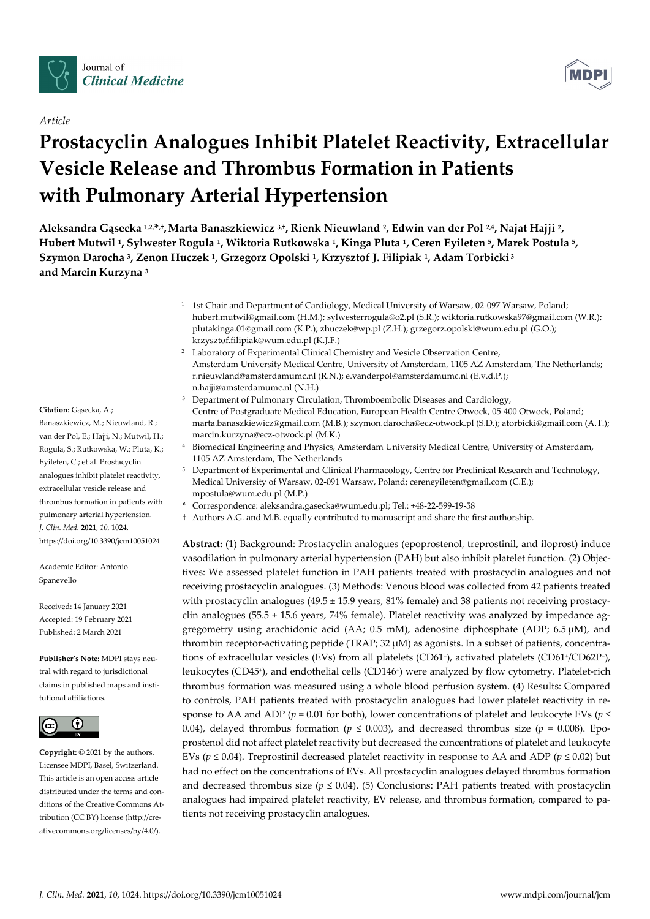*Article*

# Prostacyclin Analogues Inhibit Platelet Reactivity, Extracellular Vesicle Release and Thrombus Formation in Patients with Pulmonary Arterial Hypertension

**Aleksandra Gąsecka [1,2,*,†], Marta Banaszkiewicz [3,†], Rienk Nieuwland [2], Edwin van der Pol [2,4], Najat Hajji [2], Hubert Mutwil [1], Sylwester Rogula [1], Wiktoria Rutkowska [1], Kinga Pluta [1], Ceren Eyileten [5], Marek Postuła [5], Szymon Darocha [3], Zenon Huczek [1], Grzegorz Opolski [1], Krzysztof J. Filipiak [1], Adam Torbicki [3] and Marcin Kurzyna [3]**

[1] 1st Chair and Department of Cardiology, Medical University of Warsaw, 02-097 Warsaw, Poland; hubert.mutwil@gmail.com (H.M.); sylwesterrogula@o2.pl (S.R.); wiktoria.rutkowska97@gmail.com (W.R.); plutakinga.01@gmail.com (K.P.); zhuczek@wp.pl (Z.H.); grzegorz.opolski@wum.edu.pl (G.O.); krzysztof.filipiak@wum.edu.pl (K.J.F.)

[2] Laboratory of Experimental Clinical Chemistry and Vesicle Observation Centre, Amsterdam University Medical Centre, University of Amsterdam, 1105 AZ Amsterdam, The Netherlands; r.nieuwland@amsterdamumc.nl (R.N.); e.vanderpol@amsterdamumc.nl (E.v.d.P.); n.hajji@amsterdamumc.nl (N.H.)

[3] Department of Pulmonary Circulation, Thromboembolic Diseases and Cardiology, Centre of Postgraduate Medical Education, European Health Centre Otwock, 05-400 Otwock, Poland; marta.banaszkiewicz@gmail.com (M.B.); szymon.darocha@ecz-otwock.pl (S.D.); atorbicki@gmail.com (A.T.); marcin.kurzyna@ecz-otwock.pl (M.K.)

[4] Biomedical Engineering and Physics, Amsterdam University Medical Centre, University of Amsterdam, 1105 AZ Amsterdam, The Netherlands

[5] Department of Experimental and Clinical Pharmacology, Centre for Preclinical Research and Technology, Medical University of Warsaw, 02-091 Warsaw, Poland; cereneyileten@gmail.com (C.E.); mpostula@wum.edu.pl (M.P.)

\* Correspondence: aleksandra.gasecka@wum.edu.pl; Tel.: +48-22-599-19-58

† Authors A.G. and M.B. equally contributed to manuscript and share the first authorship.

**Citation:** Gąsecka, A.; Banaszkiewicz, M.; Nieuwland, R.; van der Pol, E.; Hajji, N.; Mutwil, H.; Rogula, S.; Rutkowska, W.; Pluta, K.; Eyileten, C.; et al. Prostacyclin analogues inhibit platelet reactivity, extracellular vesicle release and thrombus formation in patients with pulmonary arterial hypertension. *J. Clin. Med.* **2021**, *10*, 1024. https://doi.org/10.3390/jcm10051024

Academic Editor: Antonio Spanevello

Received: 14 January 2021
Accepted: 19 February 2021
Published: 2 March 2021

**Publisher's Note:** MDPI stays neutral with regard to jurisdictional claims in published maps and institutional affiliations.

**Copyright:** © 2021 by the authors. Licensee MDPI, Basel, Switzerland. This article is an open access article distributed under the terms and conditions of the Creative Commons Attribution (CC BY) license (http://creativecommons.org/licenses/by/4.0/).

**Abstract:** (1) Background: Prostacyclin analogues (epoprostenol, treprostinil, and iloprost) induce vasodilation in pulmonary arterial hypertension (PAH) but also inhibit platelet function. (2) Objectives: We assessed platelet function in PAH patients treated with prostacyclin analogues and not receiving prostacyclin analogues. (3) Methods: Venous blood was collected from 42 patients treated with prostacyclin analogues (49.5 ± 15.9 years, 81% female) and 38 patients not receiving prostacyclin analogues (55.5 ± 15.6 years, 74% female). Platelet reactivity was analyzed by impedance aggregometry using arachidonic acid (AA; 0.5 mM), adenosine diphosphate (ADP; 6.5 μM), and thrombin receptor-activating peptide (TRAP; 32 μM) as agonists. In a subset of patients, concentrations of extracellular vesicles (EVs) from all platelets ($CD61^+$), activated platelets ($CD61^+/CD62P^+$), leukocytes ($CD45^+$), and endothelial cells ($CD146^+$) were analyzed by flow cytometry. Platelet-rich thrombus formation was measured using a whole blood perfusion system. (4) Results: Compared to controls, PAH patients treated with prostacyclin analogues had lower platelet reactivity in response to AA and ADP ($p = 0.01$ for both), lower concentrations of platelet and leukocyte EVs ($p \leq 0.04$), delayed thrombus formation ($p \leq 0.003$), and decreased thrombus size ($p = 0.008$). Epoprostenol did not affect platelet reactivity but decreased the concentrations of platelet and leukocyte EVs ($p \leq 0.04$). Treprostinil decreased platelet reactivity in response to AA and ADP ($p \leq 0.02$) but had no effect on the concentrations of EVs. All prostacyclin analogues delayed thrombus formation and decreased thrombus size ($p \leq 0.04$). (5) Conclusions: PAH patients treated with prostacyclin analogues had impaired platelet reactivity, EV release, and thrombus formation, compared to patients not receiving prostacyclin analogues.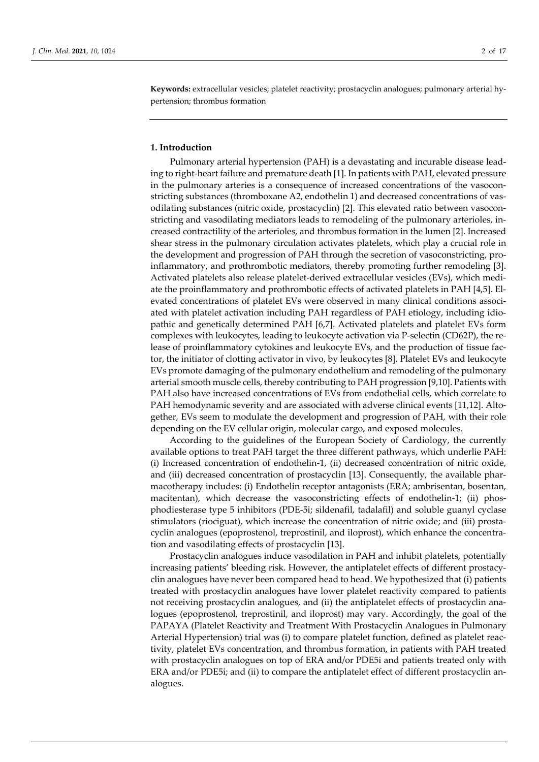**Keywords:** extracellular vesicles; platelet reactivity; prostacyclin analogues; pulmonary arterial hypertension; thrombus formation

## 1. Introduction

Pulmonary arterial hypertension (PAH) is a devastating and incurable disease leading to right-heart failure and premature death [1]. In patients with PAH, elevated pressure in the pulmonary arteries is a consequence of increased concentrations of the vasoconstricting substances (thromboxane A2, endothelin 1) and decreased concentrations of vasodilating substances (nitric oxide, prostacyclin) [2]. This elevated ratio between vasoconstricting and vasodilating mediators leads to remodeling of the pulmonary arterioles, increased contractility of the arterioles, and thrombus formation in the lumen [2]. Increased shear stress in the pulmonary circulation activates platelets, which play a crucial role in the development and progression of PAH through the secretion of vasoconstricting, proinflammatory, and prothrombotic mediators, thereby promoting further remodeling [3]. Activated platelets also release platelet-derived extracellular vesicles (EVs), which mediate the proinflammatory and prothrombotic effects of activated platelets in PAH [4,5]. Elevated concentrations of platelet EVs were observed in many clinical conditions associated with platelet activation including PAH regardless of PAH etiology, including idiopathic and genetically determined PAH [6,7]. Activated platelets and platelet EVs form complexes with leukocytes, leading to leukocyte activation via P-selectin (CD62P), the release of proinflammatory cytokines and leukocyte EVs, and the production of tissue factor, the initiator of clotting activator in vivo, by leukocytes [8]. Platelet EVs and leukocyte EVs promote damaging of the pulmonary endothelium and remodeling of the pulmonary arterial smooth muscle cells, thereby contributing to PAH progression [9,10]. Patients with PAH also have increased concentrations of EVs from endothelial cells, which correlate to PAH hemodynamic severity and are associated with adverse clinical events [11,12]. Altogether, EVs seem to modulate the development and progression of PAH, with their role depending on the EV cellular origin, molecular cargo, and exposed molecules.

According to the guidelines of the European Society of Cardiology, the currently available options to treat PAH target the three different pathways, which underlie PAH: (i) Increased concentration of endothelin-1, (ii) decreased concentration of nitric oxide, and (iii) decreased concentration of prostacyclin [13]. Consequently, the available pharmacotherapy includes: (i) Endothelin receptor antagonists (ERA; ambrisentan, bosentan, macitentan), which decrease the vasoconstricting effects of endothelin-1; (ii) phosphodiesterase type 5 inhibitors (PDE-5i; sildenafil, tadalafil) and soluble guanyl cyclase stimulators (riociguat), which increase the concentration of nitric oxide; and (iii) prostacyclin analogues (epoprostenol, treprostinil, and iloprost), which enhance the concentration and vasodilating effects of prostacyclin [13].

Prostacyclin analogues induce vasodilation in PAH and inhibit platelets, potentially increasing patients' bleeding risk. However, the antiplatelet effects of different prostacyclin analogues have never been compared head to head. We hypothesized that (i) patients treated with prostacyclin analogues have lower platelet reactivity compared to patients not receiving prostacyclin analogues, and (ii) the antiplatelet effects of prostacyclin analogues (epoprostenol, treprostinil, and iloprost) may vary. Accordingly, the goal of the PAPAYA (Platelet Reactivity and Treatment With Prostacyclin Analogues in Pulmonary Arterial Hypertension) trial was (i) to compare platelet function, defined as platelet reactivity, platelet EVs concentration, and thrombus formation, in patients with PAH treated with prostacyclin analogues on top of ERA and/or PDE5i and patients treated only with ERA and/or PDE5i; and (ii) to compare the antiplatelet effect of different prostacyclin analogues.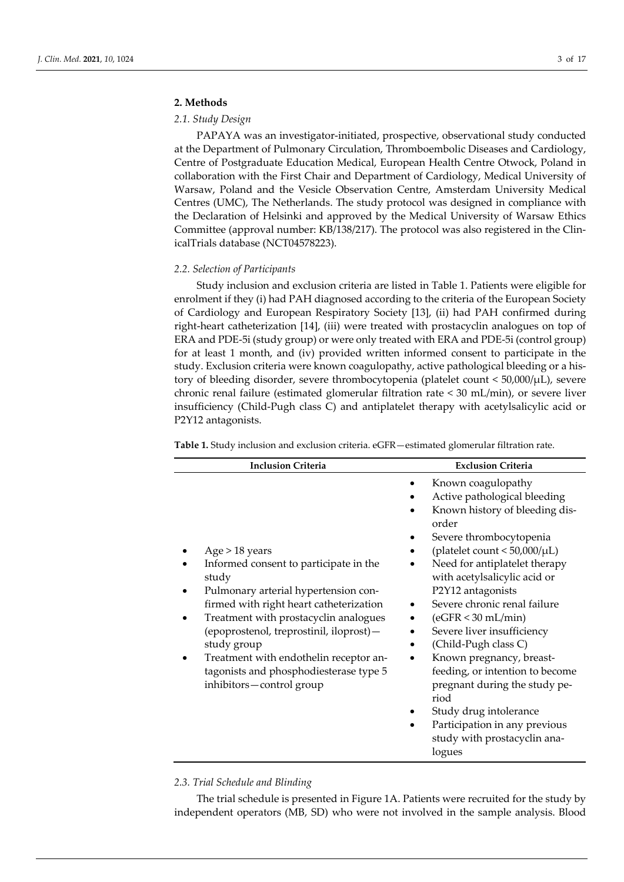## 2. Methods

### *2.1. Study Design*

PAPAYA was an investigator-initiated, prospective, observational study conducted at the Department of Pulmonary Circulation, Thromboembolic Diseases and Cardiology, Centre of Postgraduate Education Medical, European Health Centre Otwock, Poland in collaboration with the First Chair and Department of Cardiology, Medical University of Warsaw, Poland and the Vesicle Observation Centre, Amsterdam University Medical Centres (UMC), The Netherlands. The study protocol was designed in compliance with the Declaration of Helsinki and approved by the Medical University of Warsaw Ethics Committee (approval number: KB/138/217). The protocol was also registered in the ClinicalTrials database (NCT04578223).

### *2.2. Selection of Participants*

Study inclusion and exclusion criteria are listed in Table 1. Patients were eligible for enrolment if they (i) had PAH diagnosed according to the criteria of the European Society of Cardiology and European Respiratory Society [13], (ii) had PAH confirmed during right-heart catheterization [14], (iii) were treated with prostacyclin analogues on top of ERA and PDE-5i (study group) or were only treated with ERA and PDE-5i (control group) for at least 1 month, and (iv) provided written informed consent to participate in the study. Exclusion criteria were known coagulopathy, active pathological bleeding or a history of bleeding disorder, severe thrombocytopenia (platelet count < 50,000/μL), severe chronic renal failure (estimated glomerular filtration rate < 30 mL/min), or severe liver insufficiency (Child-Pugh class C) and antiplatelet therapy with acetylsalicylic acid or P2Y12 antagonists.

**Table 1.** Study inclusion and exclusion criteria. eGFR—estimated glomerular filtration rate.

| Inclusion Criteria | Exclusion Criteria |
|---|---|
| • Age > 18 years<br>• Informed consent to participate in the study<br>• Pulmonary arterial hypertension confirmed with right heart catheterization<br>• Treatment with prostacyclin analogues (epoprostenol, treprostinil, iloprost)—study group<br>• Treatment with endothelin receptor antagonists and phosphodiesterase type 5 inhibitors—control group | • Known coagulopathy<br>• Active pathological bleeding<br>• Known history of bleeding disorder<br>• Severe thrombocytopenia<br>• (platelet count < 50,000/μL)<br>• Need for antiplatelet therapy with acetylsalicylic acid or P2Y12 antagonists<br>• Severe chronic renal failure<br>• (eGFR < 30 mL/min)<br>• Severe liver insufficiency<br>• (Child-Pugh class C)<br>• Known pregnancy, breast-feeding, or intention to become pregnant during the study period<br>• Study drug intolerance<br>• Participation in any previous study with prostacyclin analogues |

### *2.3. Trial Schedule and Blinding*

The trial schedule is presented in Figure 1A. Patients were recruited for the study by independent operators (MB, SD) who were not involved in the sample analysis. Blood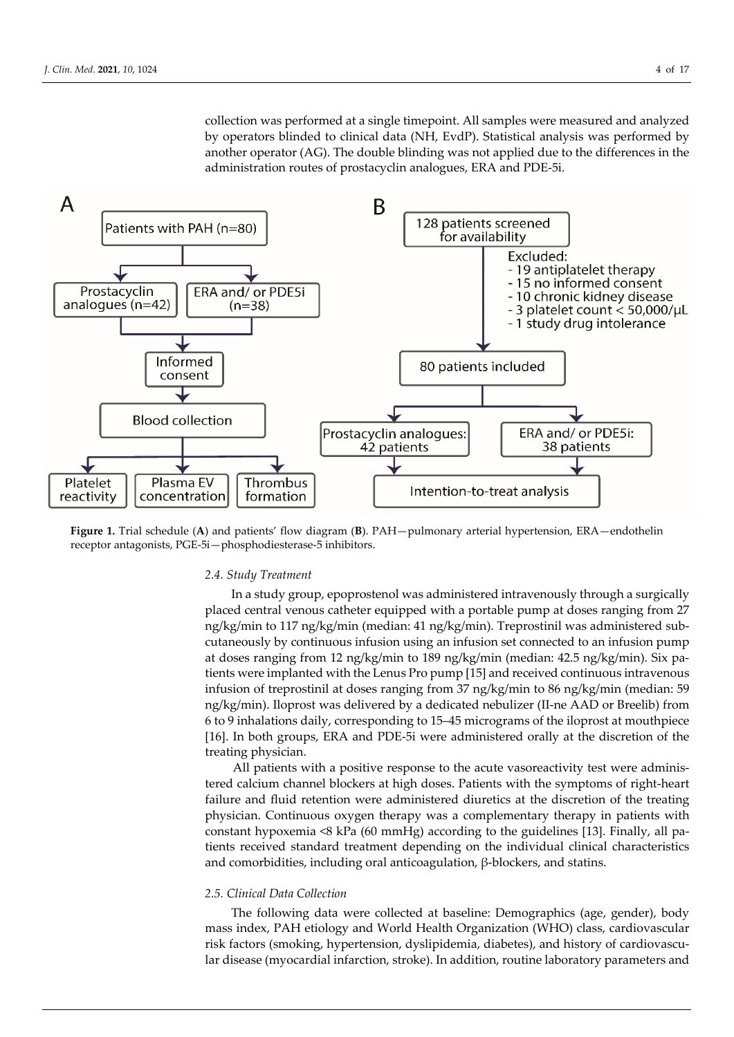collection was performed at a single timepoint. All samples were measured and analyzed by operators blinded to clinical data (NH, EvdP). Statistical analysis was performed by another operator (AG). The double blinding was not applied due to the differences in the administration routes of prostacyclin analogues, ERA and PDE-5i.

**Figure 1.** Trial schedule (**A**) and patients' flow diagram (**B**). PAH—pulmonary arterial hypertension, ERA—endothelin receptor antagonists, PGE-5i—phosphodiesterase-5 inhibitors.

### 2.4. Study Treatment

In a study group, epoprostenol was administered intravenously through a surgically placed central venous catheter equipped with a portable pump at doses ranging from 27 ng/kg/min to 117 ng/kg/min (median: 41 ng/kg/min). Treprostinil was administered subcutaneously by continuous infusion using an infusion set connected to an infusion pump at doses ranging from 12 ng/kg/min to 189 ng/kg/min (median: 42.5 ng/kg/min). Six patients were implanted with the Lenus Pro pump [15] and received continuous intravenous infusion of treprostinil at doses ranging from 37 ng/kg/min to 86 ng/kg/min (median: 59 ng/kg/min). Iloprost was delivered by a dedicated nebulizer (II-ne AAD or Breelib) from 6 to 9 inhalations daily, corresponding to 15–45 micrograms of the iloprost at mouthpiece [16]. In both groups, ERA and PDE-5i were administered orally at the discretion of the treating physician.

All patients with a positive response to the acute vasoreactivity test were administered calcium channel blockers at high doses. Patients with the symptoms of right-heart failure and fluid retention were administered diuretics at the discretion of the treating physician. Continuous oxygen therapy was a complementary therapy in patients with constant hypoxemia <8 kPa (60 mmHg) according to the guidelines [13]. Finally, all patients received standard treatment depending on the individual clinical characteristics and comorbidities, including oral anticoagulation, β-blockers, and statins.

### 2.5. Clinical Data Collection

The following data were collected at baseline: Demographics (age, gender), body mass index, PAH etiology and World Health Organization (WHO) class, cardiovascular risk factors (smoking, hypertension, dyslipidemia, diabetes), and history of cardiovascular disease (myocardial infarction, stroke). In addition, routine laboratory parameters and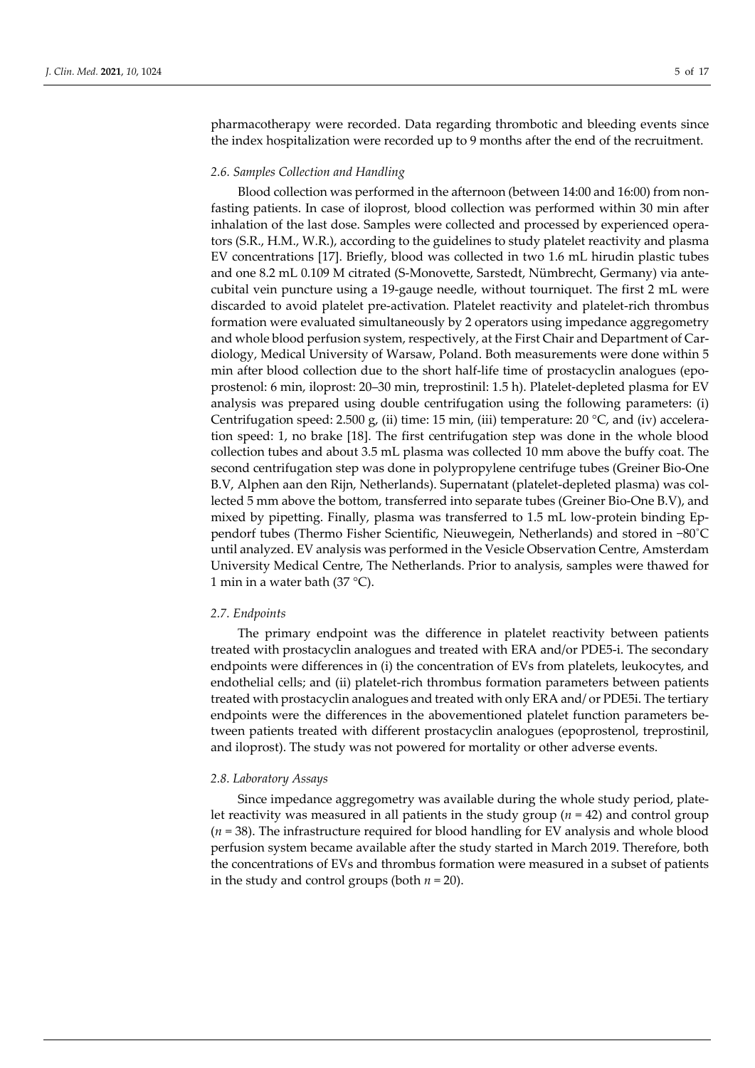pharmacotherapy were recorded. Data regarding thrombotic and bleeding events since the index hospitalization were recorded up to 9 months after the end of the recruitment.

### *2.6. Samples Collection and Handling*

Blood collection was performed in the afternoon (between 14:00 and 16:00) from non-fasting patients. In case of iloprost, blood collection was performed within 30 min after inhalation of the last dose. Samples were collected and processed by experienced operators (S.R., H.M., W.R.), according to the guidelines to study platelet reactivity and plasma EV concentrations [17]. Briefly, blood was collected in two 1.6 mL hirudin plastic tubes and one 8.2 mL 0.109 M citrated (S-Monovette, Sarstedt, Nümbrecht, Germany) via antecubital vein puncture using a 19-gauge needle, without tourniquet. The first 2 mL were discarded to avoid platelet pre-activation. Platelet reactivity and platelet-rich thrombus formation were evaluated simultaneously by 2 operators using impedance aggregometry and whole blood perfusion system, respectively, at the First Chair and Department of Cardiology, Medical University of Warsaw, Poland. Both measurements were done within 5 min after blood collection due to the short half-life time of prostacyclin analogues (epoprostenol: 6 min, iloprost: 20–30 min, treprostinil: 1.5 h). Platelet-depleted plasma for EV analysis was prepared using double centrifugation using the following parameters: (i) Centrifugation speed: 2.500 g, (ii) time: 15 min, (iii) temperature: 20 °C, and (iv) acceleration speed: 1, no brake [18]. The first centrifugation step was done in the whole blood collection tubes and about 3.5 mL plasma was collected 10 mm above the buffy coat. The second centrifugation step was done in polypropylene centrifuge tubes (Greiner Bio-One B.V, Alphen aan den Rijn, Netherlands). Supernatant (platelet-depleted plasma) was collected 5 mm above the bottom, transferred into separate tubes (Greiner Bio-One B.V), and mixed by pipetting. Finally, plasma was transferred to 1.5 mL low-protein binding Eppendorf tubes (Thermo Fisher Scientific, Nieuwegein, Netherlands) and stored in −80 °C until analyzed. EV analysis was performed in the Vesicle Observation Centre, Amsterdam University Medical Centre, The Netherlands. Prior to analysis, samples were thawed for 1 min in a water bath (37 °C).

### *2.7. Endpoints*

The primary endpoint was the difference in platelet reactivity between patients treated with prostacyclin analogues and treated with ERA and/or PDE5-i. The secondary endpoints were differences in (i) the concentration of EVs from platelets, leukocytes, and endothelial cells; and (ii) platelet-rich thrombus formation parameters between patients treated with prostacyclin analogues and treated with only ERA and/or PDE5i. The tertiary endpoints were the differences in the abovementioned platelet function parameters between patients treated with different prostacyclin analogues (epoprostenol, treprostinil, and iloprost). The study was not powered for mortality or other adverse events.

### *2.8. Laboratory Assays*

Since impedance aggregometry was available during the whole study period, platelet reactivity was measured in all patients in the study group ($n = 42$) and control group ($n = 38$). The infrastructure required for blood handling for EV analysis and whole blood perfusion system became available after the study started in March 2019. Therefore, both the concentrations of EVs and thrombus formation were measured in a subset of patients in the study and control groups (both $n = 20$).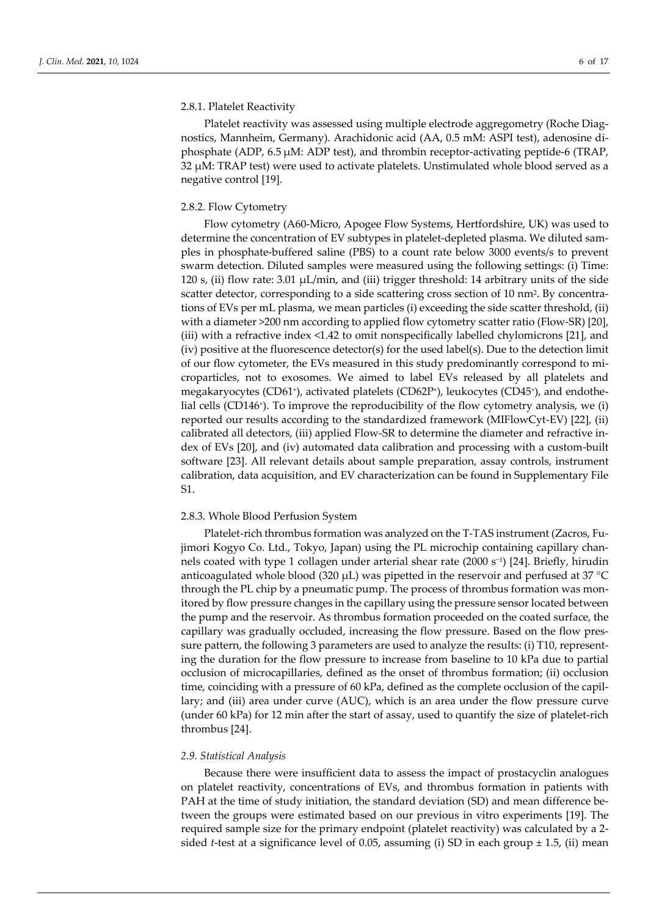#### 2.8.1. Platelet Reactivity

Platelet reactivity was assessed using multiple electrode aggregometry (Roche Diagnostics, Mannheim, Germany). Arachidonic acid (AA, 0.5 mM: ASPI test), adenosine diphosphate (ADP, 6.5 μM: ADP test), and thrombin receptor-activating peptide-6 (TRAP, 32 μM: TRAP test) were used to activate platelets. Unstimulated whole blood served as a negative control [19].

#### 2.8.2. Flow Cytometry

Flow cytometry (A60-Micro, Apogee Flow Systems, Hertfordshire, UK) was used to determine the concentration of EV subtypes in platelet-depleted plasma. We diluted samples in phosphate-buffered saline (PBS) to a count rate below 3000 events/s to prevent swarm detection. Diluted samples were measured using the following settings: (i) Time: 120 s, (ii) flow rate: 3.01 μL/min, and (iii) trigger threshold: 14 arbitrary units of the side scatter detector, corresponding to a side scattering cross section of 10 $nm^2$. By concentrations of EVs per mL plasma, we mean particles (i) exceeding the side scatter threshold, (ii) with a diameter >200 nm according to applied flow cytometry scatter ratio (Flow-SR) [20], (iii) with a refractive index <1.42 to omit nonspecifically labelled chylomicrons [21], and (iv) positive at the fluorescence detector(s) for the used label(s). Due to the detection limit of our flow cytometer, the EVs measured in this study predominantly correspond to microparticles, not to exosomes. We aimed to label EVs released by all platelets and megakaryocytes ($CD61^+$), activated platelets ($CD62P^+$), leukocytes ($CD45^+$), and endothelial cells ($CD146^+$). To improve the reproducibility of the flow cytometry analysis, we (i) reported our results according to the standardized framework (MIFlowCyt-EV) [22], (ii) calibrated all detectors, (iii) applied Flow-SR to determine the diameter and refractive index of EVs [20], and (iv) automated data calibration and processing with a custom-built software [23]. All relevant details about sample preparation, assay controls, instrument calibration, data acquisition, and EV characterization can be found in Supplementary File S1.

#### 2.8.3. Whole Blood Perfusion System

Platelet-rich thrombus formation was analyzed on the T-TAS instrument (Zacros, Fujimori Kogyo Co. Ltd., Tokyo, Japan) using the PL microchip containing capillary channels coated with type 1 collagen under arterial shear rate (2000 $s^{-1}$) [24]. Briefly, hirudin anticoagulated whole blood (320 μL) was pipetted in the reservoir and perfused at 37 °C through the PL chip by a pneumatic pump. The process of thrombus formation was monitored by flow pressure changes in the capillary using the pressure sensor located between the pump and the reservoir. As thrombus formation proceeded on the coated surface, the capillary was gradually occluded, increasing the flow pressure. Based on the flow pressure pattern, the following 3 parameters are used to analyze the results: (i) T10, representing the duration for the flow pressure to increase from baseline to 10 kPa due to partial occlusion of microcapillaries, defined as the onset of thrombus formation; (ii) occlusion time, coinciding with a pressure of 60 kPa, defined as the complete occlusion of the capillary; and (iii) area under curve (AUC), which is an area under the flow pressure curve (under 60 kPa) for 12 min after the start of assay, used to quantify the size of platelet-rich thrombus [24].

### *2.9. Statistical Analysis*

Because there were insufficient data to assess the impact of prostacyclin analogues on platelet reactivity, concentrations of EVs, and thrombus formation in patients with PAH at the time of study initiation, the standard deviation (SD) and mean difference between the groups were estimated based on our previous in vitro experiments [19]. The required sample size for the primary endpoint (platelet reactivity) was calculated by a 2-sided *t*-test at a significance level of 0.05, assuming (i) SD in each group ± 1.5, (ii) mean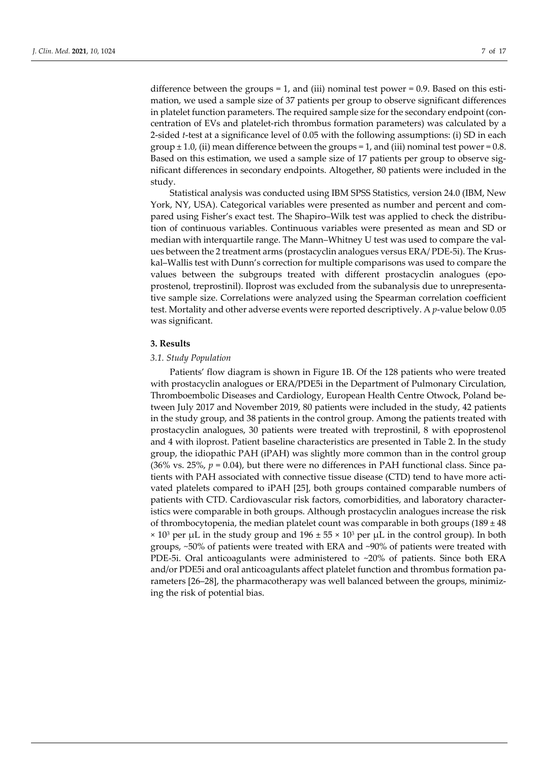difference between the groups = 1, and (iii) nominal test power = 0.9. Based on this estimation, we used a sample size of 37 patients per group to observe significant differences in platelet function parameters. The required sample size for the secondary endpoint (concentration of EVs and platelet-rich thrombus formation parameters) was calculated by a 2-sided *t*-test at a significance level of 0.05 with the following assumptions: (i) SD in each group ± 1.0, (ii) mean difference between the groups = 1, and (iii) nominal test power = 0.8. Based on this estimation, we used a sample size of 17 patients per group to observe significant differences in secondary endpoints. Altogether, 80 patients were included in the study.

Statistical analysis was conducted using IBM SPSS Statistics, version 24.0 (IBM, New York, NY, USA). Categorical variables were presented as number and percent and compared using Fisher's exact test. The Shapiro–Wilk test was applied to check the distribution of continuous variables. Continuous variables were presented as mean and SD or median with interquartile range. The Mann–Whitney U test was used to compare the values between the 2 treatment arms (prostacyclin analogues versus ERA/PDE-5i). The Kruskal–Wallis test with Dunn's correction for multiple comparisons was used to compare the values between the subgroups treated with different prostacyclin analogues (epoprostenol, treprostinil). Iloprost was excluded from the subanalysis due to unrepresentative sample size. Correlations were analyzed using the Spearman correlation coefficient test. Mortality and other adverse events were reported descriptively. A *p*-value below 0.05 was significant.

## 3. Results

### *3.1. Study Population*

Patients' flow diagram is shown in Figure 1B. Of the 128 patients who were treated with prostacyclin analogues or ERA/PDE5i in the Department of Pulmonary Circulation, Thromboembolic Diseases and Cardiology, European Health Centre Otwock, Poland between July 2017 and November 2019, 80 patients were included in the study, 42 patients in the study group, and 38 patients in the control group. Among the patients treated with prostacyclin analogues, 30 patients were treated with treprostinil, 8 with epoprostenol and 4 with iloprost. Patient baseline characteristics are presented in Table 2. In the study group, the idiopathic PAH (iPAH) was slightly more common than in the control group (36% vs. 25%, $p = 0.04$), but there were no differences in PAH functional class. Since patients with PAH associated with connective tissue disease (CTD) tend to have more activated platelets compared to iPAH [25], both groups contained comparable numbers of patients with CTD. Cardiovascular risk factors, comorbidities, and laboratory characteristics were comparable in both groups. Although prostacyclin analogues increase the risk of thrombocytopenia, the median platelet count was comparable in both groups ($189 \pm 48 \times 10^3$ per μL in the study group and $196 \pm 55 \times 10^3$ per μL in the control group). In both groups, ~50% of patients were treated with ERA and ~90% of patients were treated with PDE-5i. Oral anticoagulants were administered to ~20% of patients. Since both ERA and/or PDE5i and oral anticoagulants affect platelet function and thrombus formation parameters [26–28], the pharmacotherapy was well balanced between the groups, minimizing the risk of potential bias.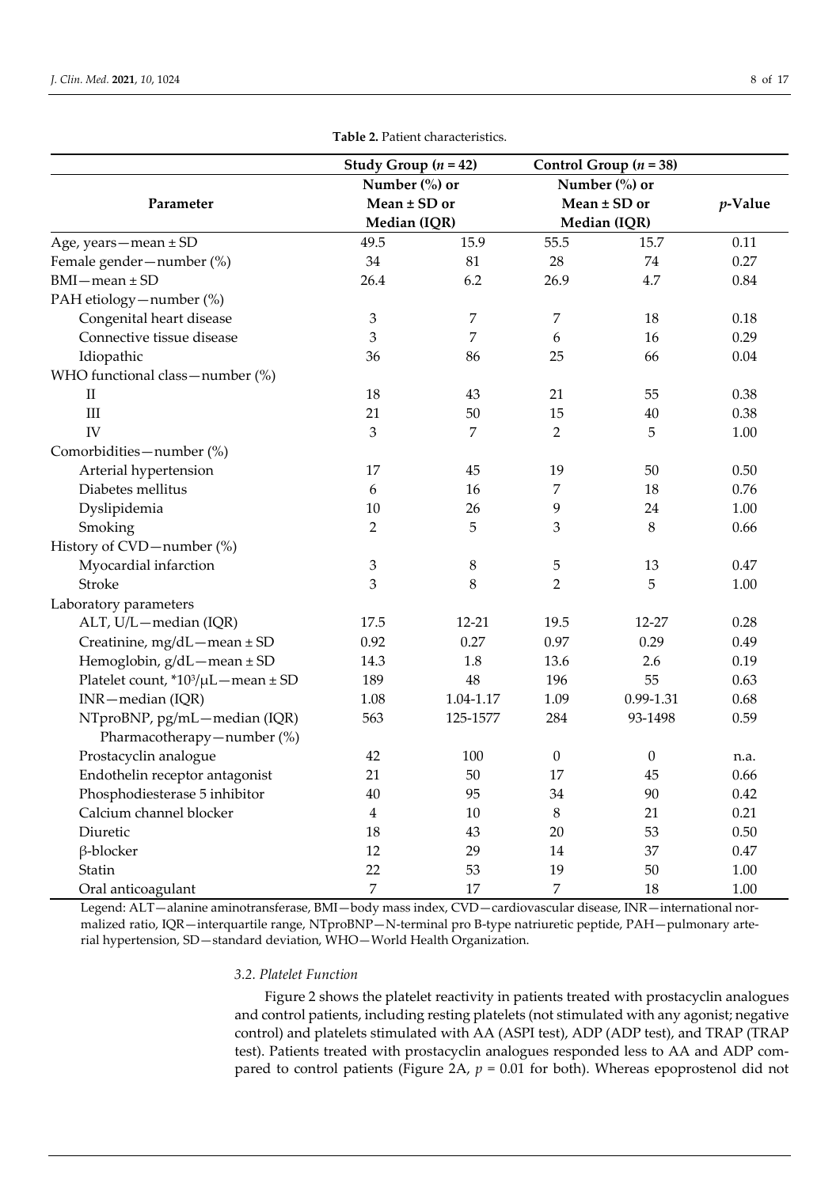**Table 2.** Patient characteristics.

| Parameter | Study Group ($n$ = 42) | | Control Group ($n$ = 38) | | $p$-Value |
|---|---|---|---|---|---|
| | Number (%) or Mean ± SD or Median (IQR) | | Number (%) or Mean ± SD or Median (IQR) | | |
| Age, years—mean ± SD | 49.5 | 15.9 | 55.5 | 15.7 | 0.11 |
| Female gender—number (%) | 34 | 81 | 28 | 74 | 0.27 |
| BMI—mean ± SD | 26.4 | 6.2 | 26.9 | 4.7 | 0.84 |
| PAH etiology—number (%) | | | | | |
| Congenital heart disease | 3 | 7 | 7 | 18 | 0.18 |
| Connective tissue disease | 3 | 7 | 6 | 16 | 0.29 |
| Idiopathic | 36 | 86 | 25 | 66 | 0.04 |
| WHO functional class—number (%) | | | | | |
| II | 18 | 43 | 21 | 55 | 0.38 |
| III | 21 | 50 | 15 | 40 | 0.38 |
| IV | 3 | 7 | 2 | 5 | 1.00 |
| Comorbidities—number (%) | | | | | |
| Arterial hypertension | 17 | 45 | 19 | 50 | 0.50 |
| Diabetes mellitus | 6 | 16 | 7 | 18 | 0.76 |
| Dyslipidemia | 10 | 26 | 9 | 24 | 1.00 |
| Smoking | 2 | 5 | 3 | 8 | 0.66 |
| History of CVD—number (%) | | | | | |
| Myocardial infarction | 3 | 8 | 5 | 13 | 0.47 |
| Stroke | 3 | 8 | 2 | 5 | 1.00 |
| Laboratory parameters | | | | | |
| ALT, U/L—median (IQR) | 17.5 | 12-21 | 19.5 | 12-27 | 0.28 |
| Creatinine, mg/dL—mean ± SD | 0.92 | 0.27 | 0.97 | 0.29 | 0.49 |
| Hemoglobin, g/dL—mean ± SD | 14.3 | 1.8 | 13.6 | 2.6 | 0.19 |
| Platelet count, *$10^3$/μL—mean ± SD | 189 | 48 | 196 | 55 | 0.63 |
| INR—median (IQR) | 1.08 | 1.04-1.17 | 1.09 | 0.99-1.31 | 0.68 |
| NTproBNP, pg/mL—median (IQR) | 563 | 125-1577 | 284 | 93-1498 | 0.59 |
| Pharmacotherapy—number (%) | | | | | |
| Prostacyclin analogue | 42 | 100 | 0 | 0 | n.a. |
| Endothelin receptor antagonist | 21 | 50 | 17 | 45 | 0.66 |
| Phosphodiesterase 5 inhibitor | 40 | 95 | 34 | 90 | 0.42 |
| Calcium channel blocker | 4 | 10 | 8 | 21 | 0.21 |
| Diuretic | 18 | 43 | 20 | 53 | 0.50 |
| β-blocker | 12 | 29 | 14 | 37 | 0.47 |
| Statin | 22 | 53 | 19 | 50 | 1.00 |
| Oral anticoagulant | 7 | 17 | 7 | 18 | 1.00 |

Legend: ALT—alanine aminotransferase, BMI—body mass index, CVD—cardiovascular disease, INR—international normalized ratio, IQR—interquartile range, NTproBNP—N-terminal pro B-type natriuretic peptide, PAH—pulmonary arterial hypertension, SD—standard deviation, WHO—World Health Organization.

### *3.2. Platelet Function*

Figure 2 shows the platelet reactivity in patients treated with prostacyclin analogues and control patients, including resting platelets (not stimulated with any agonist; negative control) and platelets stimulated with AA (ASPI test), ADP (ADP test), and TRAP (TRAP test). Patients treated with prostacyclin analogues responded less to AA and ADP compared to control patients (Figure 2A, $p$ = 0.01 for both). Whereas epoprostenol did not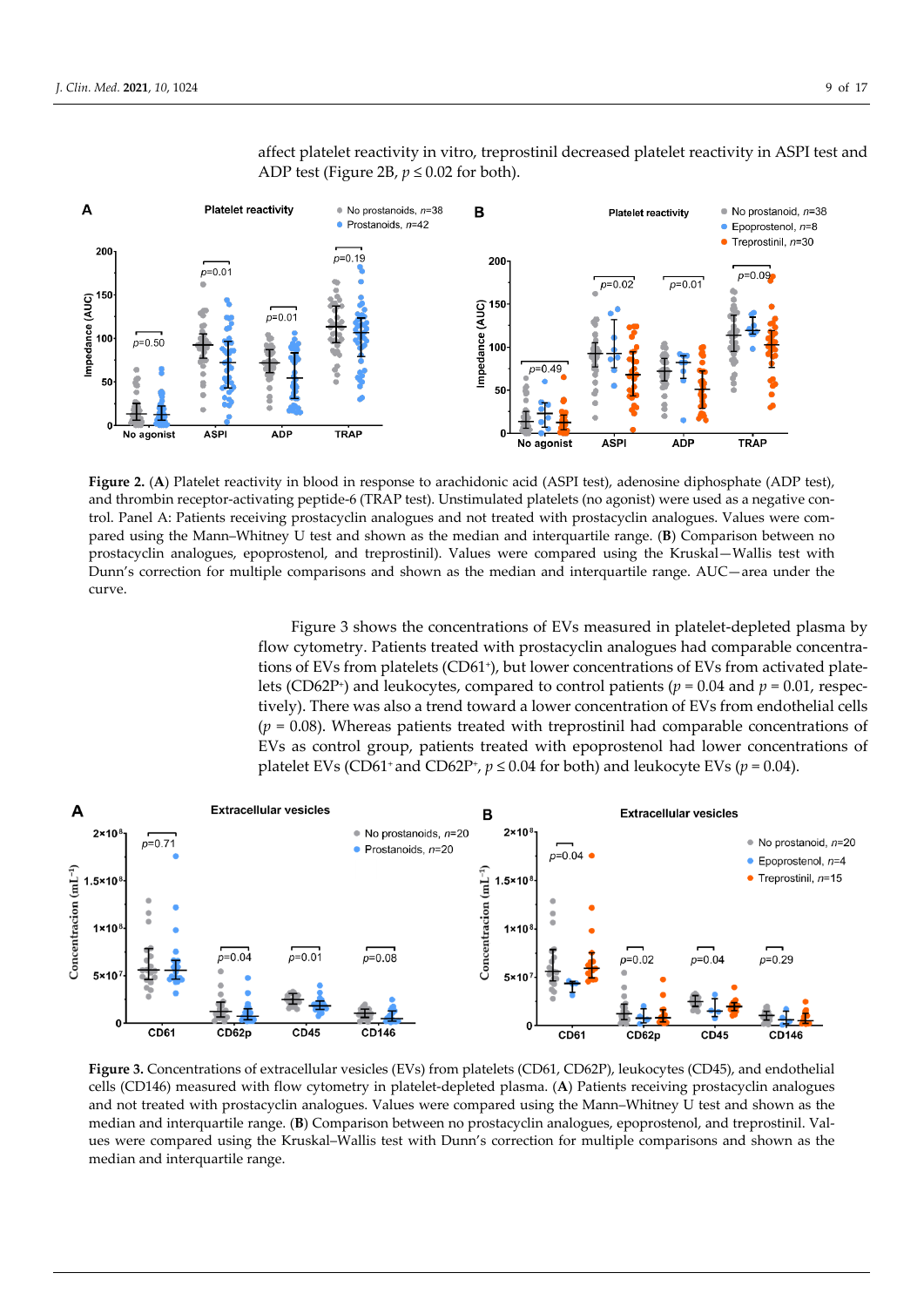affect platelet reactivity in vitro, treprostinil decreased platelet reactivity in ASPI test and ADP test (Figure 2B, $p \leq 0.02$ for both).

**Figure 2.** (**A**) Platelet reactivity in blood in response to arachidonic acid (ASPI test), adenosine diphosphate (ADP test), and thrombin receptor-activating peptide-6 (TRAP test). Unstimulated platelets (no agonist) were used as a negative control. Panel A: Patients receiving prostacyclin analogues and not treated with prostacyclin analogues. Values were compared using the Mann–Whitney U test and shown as the median and interquartile range. (**B**) Comparison between no prostacyclin analogues, epoprostenol, and treprostinil). Values were compared using the Kruskal—Wallis test with Dunn's correction for multiple comparisons and shown as the median and interquartile range. AUC—area under the curve.

Figure 3 shows the concentrations of EVs measured in platelet-depleted plasma by flow cytometry. Patients treated with prostacyclin analogues had comparable concentrations of EVs from platelets ($CD61^{+}$), but lower concentrations of EVs from activated platelets ($CD62P^{+}$) and leukocytes, compared to control patients ($p = 0.04$ and $p = 0.01$, respectively). There was also a trend toward a lower concentration of EVs from endothelial cells ($p = 0.08$). Whereas patients treated with treprostinil had comparable concentrations of EVs as control group, patients treated with epoprostenol had lower concentrations of platelet EVs ($CD61^{+}$ and $CD62P^{+}$, $p \leq 0.04$ for both) and leukocyte EVs ($p = 0.04$).

**Figure 3.** Concentrations of extracellular vesicles (EVs) from platelets (CD61, CD62P), leukocytes (CD45), and endothelial cells (CD146) measured with flow cytometry in platelet-depleted plasma. (**A**) Patients receiving prostacyclin analogues and not treated with prostacyclin analogues. Values were compared using the Mann–Whitney U test and shown as the median and interquartile range. (**B**) Comparison between no prostacyclin analogues, epoprostenol, and treprostinil. Values were compared using the Kruskal–Wallis test with Dunn's correction for multiple comparisons and shown as the median and interquartile range.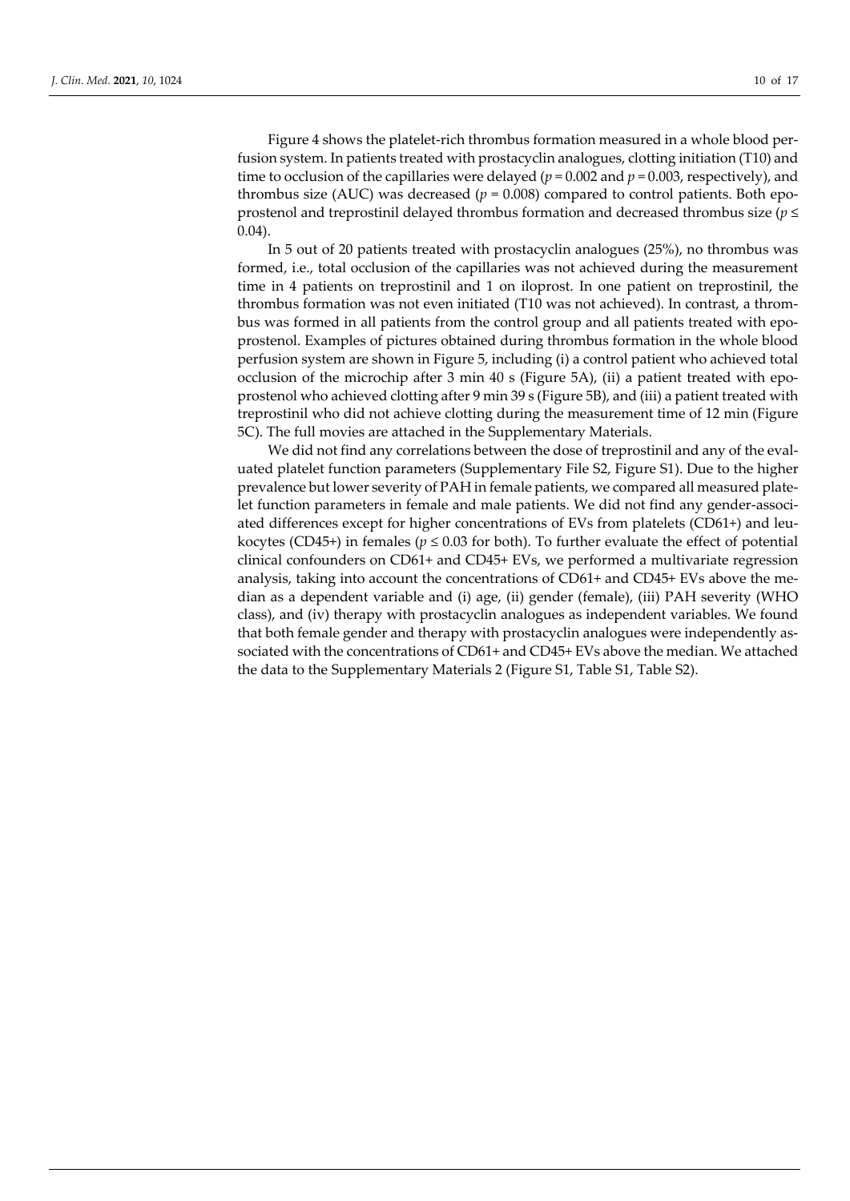Figure 4 shows the platelet-rich thrombus formation measured in a whole blood perfusion system. In patients treated with prostacyclin analogues, clotting initiation (T10) and time to occlusion of the capillaries were delayed ($p = 0.002$ and $p = 0.003$, respectively), and thrombus size (AUC) was decreased ($p = 0.008$) compared to control patients. Both epoprostenol and treprostinil delayed thrombus formation and decreased thrombus size ($p \leq 0.04$).

In 5 out of 20 patients treated with prostacyclin analogues (25%), no thrombus was formed, i.e., total occlusion of the capillaries was not achieved during the measurement time in 4 patients on treprostinil and 1 on iloprost. In one patient on treprostinil, the thrombus formation was not even initiated (T10 was not achieved). In contrast, a thrombus was formed in all patients from the control group and all patients treated with epoprostenol. Examples of pictures obtained during thrombus formation in the whole blood perfusion system are shown in Figure 5, including (i) a control patient who achieved total occlusion of the microchip after 3 min 40 s (Figure 5A), (ii) a patient treated with epoprostenol who achieved clotting after 9 min 39 s (Figure 5B), and (iii) a patient treated with treprostinil who did not achieve clotting during the measurement time of 12 min (Figure 5C). The full movies are attached in the Supplementary Materials.

We did not find any correlations between the dose of treprostinil and any of the evaluated platelet function parameters (Supplementary File S2, Figure S1). Due to the higher prevalence but lower severity of PAH in female patients, we compared all measured platelet function parameters in female and male patients. We did not find any gender-associated differences except for higher concentrations of EVs from platelets (CD61+) and leukocytes (CD45+) in females ($p \leq 0.03$ for both). To further evaluate the effect of potential clinical confounders on CD61+ and CD45+ EVs, we performed a multivariate regression analysis, taking into account the concentrations of CD61+ and CD45+ EVs above the median as a dependent variable and (i) age, (ii) gender (female), (iii) PAH severity (WHO class), and (iv) therapy with prostacyclin analogues as independent variables. We found that both female gender and therapy with prostacyclin analogues were independently associated with the concentrations of CD61+ and CD45+ EVs above the median. We attached the data to the Supplementary Materials 2 (Figure S1, Table S1, Table S2).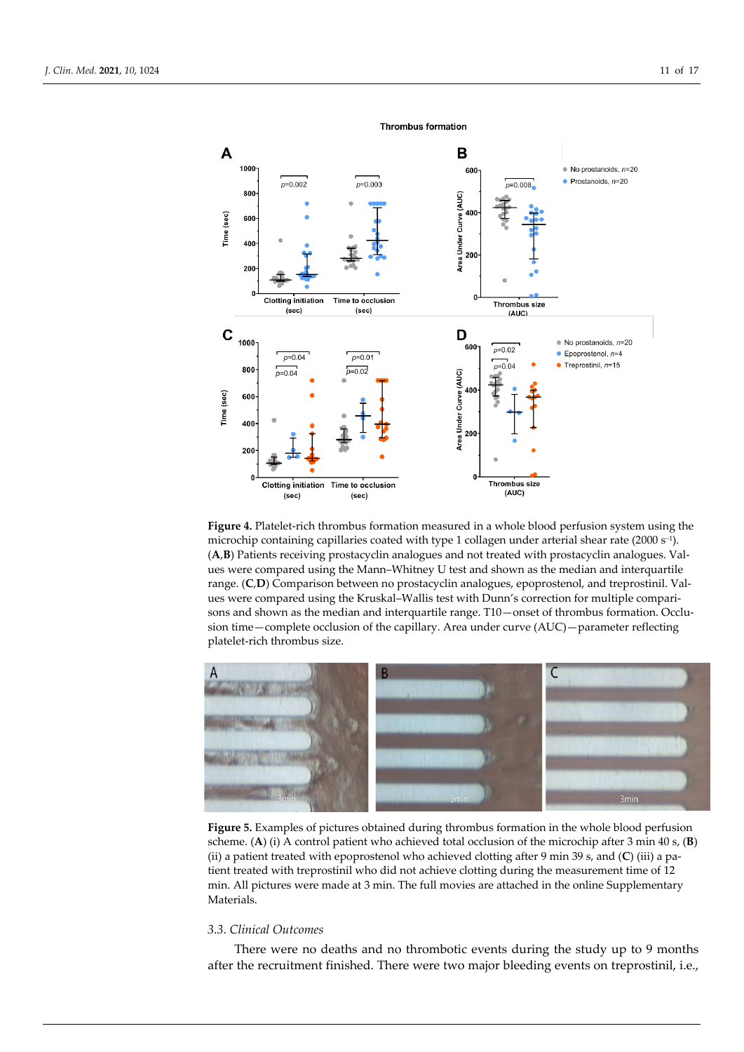**Figure 4.** Platelet-rich thrombus formation measured in a whole blood perfusion system using the microchip containing capillaries coated with type 1 collagen under arterial shear rate (2000 $s^{-1}$). (**A**,**B**) Patients receiving prostacyclin analogues and not treated with prostacyclin analogues. Values were compared using the Mann–Whitney U test and shown as the median and interquartile range. (**C**,**D**) Comparison between no prostacyclin analogues, epoprostenol, and treprostinil. Values were compared using the Kruskal–Wallis test with Dunn's correction for multiple comparisons and shown as the median and interquartile range. T10—onset of thrombus formation. Occlusion time—complete occlusion of the capillary. Area under curve (AUC)—parameter reflecting platelet-rich thrombus size.

**Figure 5.** Examples of pictures obtained during thrombus formation in the whole blood perfusion scheme. (**A**) (i) A control patient who achieved total occlusion of the microchip after 3 min 40 s, (**B**) (ii) a patient treated with epoprostenol who achieved clotting after 9 min 39 s, and (**C**) (iii) a patient treated with treprostinil who did not achieve clotting during the measurement time of 12 min. All pictures were made at 3 min. The full movies are attached in the online Supplementary Materials.

### 3.3. Clinical Outcomes

There were no deaths and no thrombotic events during the study up to 9 months after the recruitment finished. There were two major bleeding events on treprostinil, i.e.,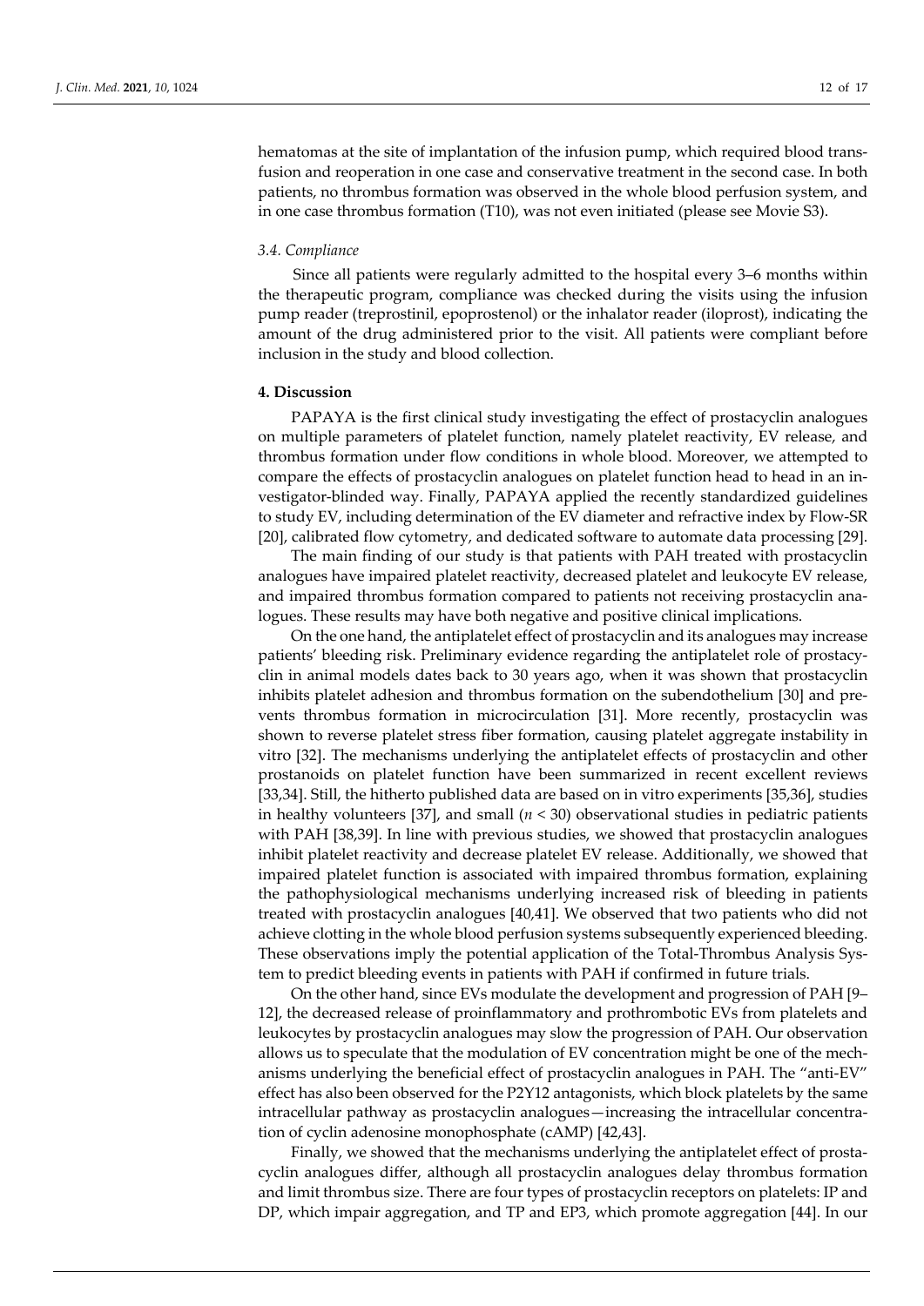hematomas at the site of implantation of the infusion pump, which required blood transfusion and reoperation in one case and conservative treatment in the second case. In both patients, no thrombus formation was observed in the whole blood perfusion system, and in one case thrombus formation (T10), was not even initiated (please see Movie S3).

### *3.4. Compliance*

Since all patients were regularly admitted to the hospital every 3–6 months within the therapeutic program, compliance was checked during the visits using the infusion pump reader (treprostinil, epoprostenol) or the inhalator reader (iloprost), indicating the amount of the drug administered prior to the visit. All patients were compliant before inclusion in the study and blood collection.

## **4. Discussion**

PAPAYA is the first clinical study investigating the effect of prostacyclin analogues on multiple parameters of platelet function, namely platelet reactivity, EV release, and thrombus formation under flow conditions in whole blood. Moreover, we attempted to compare the effects of prostacyclin analogues on platelet function head to head in an investigator-blinded way. Finally, PAPAYA applied the recently standardized guidelines to study EV, including determination of the EV diameter and refractive index by Flow-SR [20], calibrated flow cytometry, and dedicated software to automate data processing [29].

The main finding of our study is that patients with PAH treated with prostacyclin analogues have impaired platelet reactivity, decreased platelet and leukocyte EV release, and impaired thrombus formation compared to patients not receiving prostacyclin analogues. These results may have both negative and positive clinical implications.

On the one hand, the antiplatelet effect of prostacyclin and its analogues may increase patients' bleeding risk. Preliminary evidence regarding the antiplatelet role of prostacyclin in animal models dates back to 30 years ago, when it was shown that prostacyclin inhibits platelet adhesion and thrombus formation on the subendothelium [30] and prevents thrombus formation in microcirculation [31]. More recently, prostacyclin was shown to reverse platelet stress fiber formation, causing platelet aggregate instability in vitro [32]. The mechanisms underlying the antiplatelet effects of prostacyclin and other prostanoids on platelet function have been summarized in recent excellent reviews [33,34]. Still, the hitherto published data are based on in vitro experiments [35,36], studies in healthy volunteers [37], and small ($n < 30$) observational studies in pediatric patients with PAH [38,39]. In line with previous studies, we showed that prostacyclin analogues inhibit platelet reactivity and decrease platelet EV release. Additionally, we showed that impaired platelet function is associated with impaired thrombus formation, explaining the pathophysiological mechanisms underlying increased risk of bleeding in patients treated with prostacyclin analogues [40,41]. We observed that two patients who did not achieve clotting in the whole blood perfusion systems subsequently experienced bleeding. These observations imply the potential application of the Total-Thrombus Analysis System to predict bleeding events in patients with PAH if confirmed in future trials.

On the other hand, since EVs modulate the development and progression of PAH [9–12], the decreased release of proinflammatory and prothrombotic EVs from platelets and leukocytes by prostacyclin analogues may slow the progression of PAH. Our observation allows us to speculate that the modulation of EV concentration might be one of the mechanisms underlying the beneficial effect of prostacyclin analogues in PAH. The "anti-EV" effect has also been observed for the P2Y12 antagonists, which block platelets by the same intracellular pathway as prostacyclin analogues—increasing the intracellular concentration of cyclin adenosine monophosphate (cAMP) [42,43].

Finally, we showed that the mechanisms underlying the antiplatelet effect of prostacyclin analogues differ, although all prostacyclin analogues delay thrombus formation and limit thrombus size. There are four types of prostacyclin receptors on platelets: IP and DP, which impair aggregation, and TP and EP3, which promote aggregation [44]. In our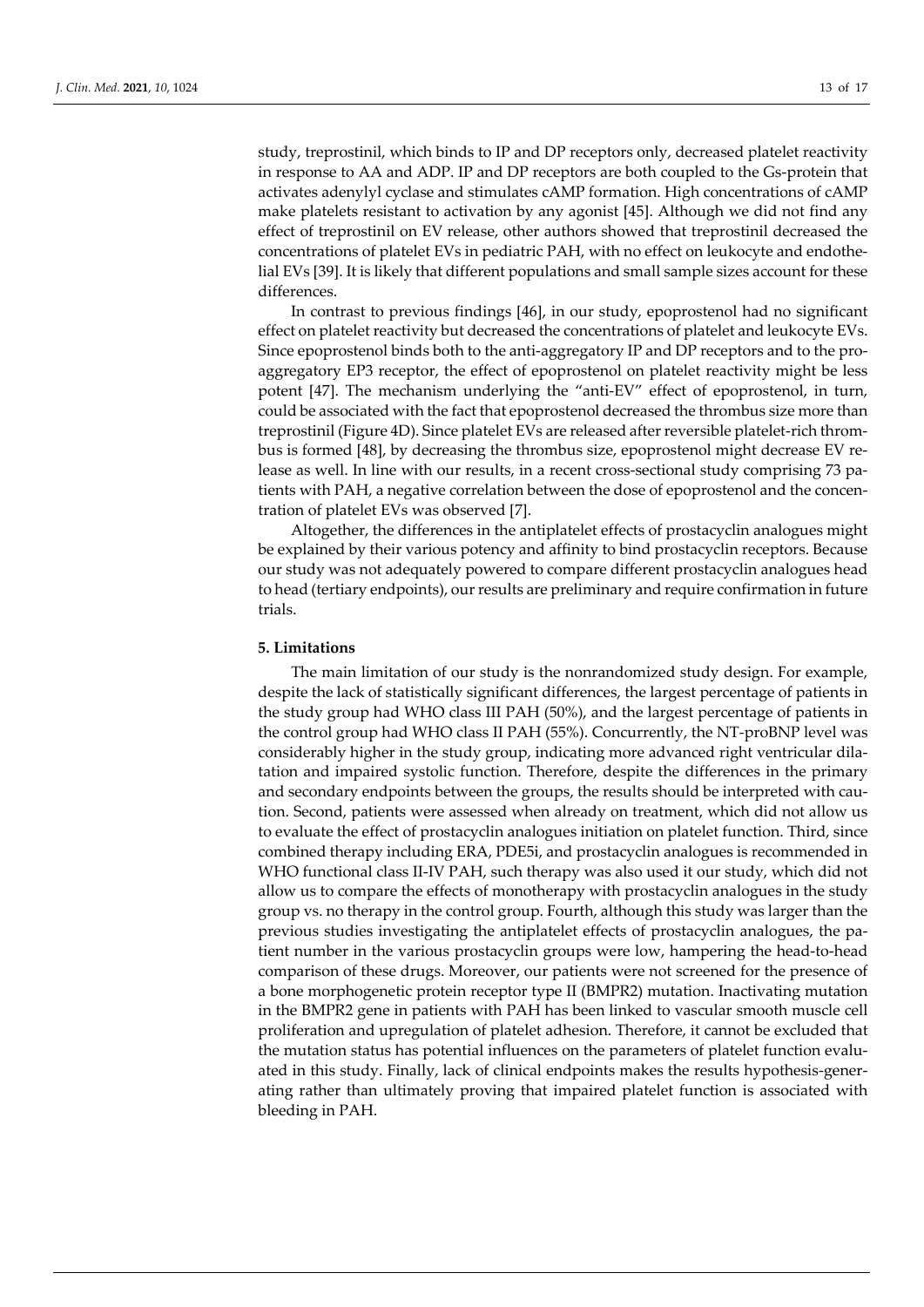study, treprostinil, which binds to IP and DP receptors only, decreased platelet reactivity in response to AA and ADP. IP and DP receptors are both coupled to the Gs-protein that activates adenylyl cyclase and stimulates cAMP formation. High concentrations of cAMP make platelets resistant to activation by any agonist [45]. Although we did not find any effect of treprostinil on EV release, other authors showed that treprostinil decreased the concentrations of platelet EVs in pediatric PAH, with no effect on leukocyte and endothelial EVs [39]. It is likely that different populations and small sample sizes account for these differences.

In contrast to previous findings [46], in our study, epoprostenol had no significant effect on platelet reactivity but decreased the concentrations of platelet and leukocyte EVs. Since epoprostenol binds both to the anti-aggregatory IP and DP receptors and to the pro-aggregatory EP3 receptor, the effect of epoprostenol on platelet reactivity might be less potent [47]. The mechanism underlying the "anti-EV" effect of epoprostenol, in turn, could be associated with the fact that epoprostenol decreased the thrombus size more than treprostinil (Figure 4D). Since platelet EVs are released after reversible platelet-rich thrombus is formed [48], by decreasing the thrombus size, epoprostenol might decrease EV release as well. In line with our results, in a recent cross-sectional study comprising 73 patients with PAH, a negative correlation between the dose of epoprostenol and the concentration of platelet EVs was observed [7].

Altogether, the differences in the antiplatelet effects of prostacyclin analogues might be explained by their various potency and affinity to bind prostacyclin receptors. Because our study was not adequately powered to compare different prostacyclin analogues head to head (tertiary endpoints), our results are preliminary and require confirmation in future trials.

## 5. Limitations

The main limitation of our study is the nonrandomized study design. For example, despite the lack of statistically significant differences, the largest percentage of patients in the study group had WHO class III PAH (50%), and the largest percentage of patients in the control group had WHO class II PAH (55%). Concurrently, the NT-proBNP level was considerably higher in the study group, indicating more advanced right ventricular dilatation and impaired systolic function. Therefore, despite the differences in the primary and secondary endpoints between the groups, the results should be interpreted with caution. Second, patients were assessed when already on treatment, which did not allow us to evaluate the effect of prostacyclin analogues initiation on platelet function. Third, since combined therapy including ERA, PDE5i, and prostacyclin analogues is recommended in WHO functional class II-IV PAH, such therapy was also used it our study, which did not allow us to compare the effects of monotherapy with prostacyclin analogues in the study group vs. no therapy in the control group. Fourth, although this study was larger than the previous studies investigating the antiplatelet effects of prostacyclin analogues, the patient number in the various prostacyclin groups were low, hampering the head-to-head comparison of these drugs. Moreover, our patients were not screened for the presence of a bone morphogenetic protein receptor type II (BMPR2) mutation. Inactivating mutation in the BMPR2 gene in patients with PAH has been linked to vascular smooth muscle cell proliferation and upregulation of platelet adhesion. Therefore, it cannot be excluded that the mutation status has potential influences on the parameters of platelet function evaluated in this study. Finally, lack of clinical endpoints makes the results hypothesis-generating rather than ultimately proving that impaired platelet function is associated with bleeding in PAH.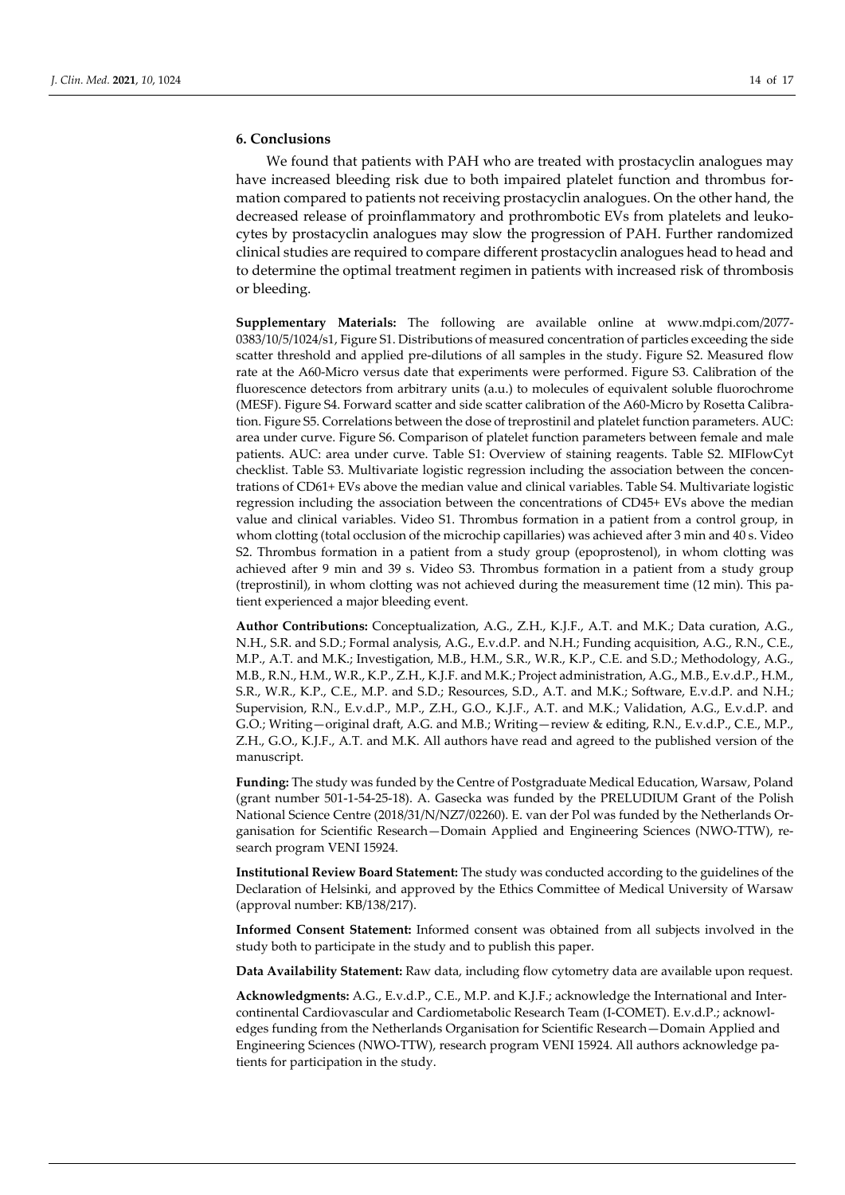## 6. Conclusions

We found that patients with PAH who are treated with prostacyclin analogues may have increased bleeding risk due to both impaired platelet function and thrombus formation compared to patients not receiving prostacyclin analogues. On the other hand, the decreased release of proinflammatory and prothrombotic EVs from platelets and leukocytes by prostacyclin analogues may slow the progression of PAH. Further randomized clinical studies are required to compare different prostacyclin analogues head to head and to determine the optimal treatment regimen in patients with increased risk of thrombosis or bleeding.

**Supplementary Materials:** The following are available online at www.mdpi.com/2077-0383/10/5/1024/s1, Figure S1. Distributions of measured concentration of particles exceeding the side scatter threshold and applied pre-dilutions of all samples in the study. Figure S2. Measured flow rate at the A60-Micro versus date that experiments were performed. Figure S3. Calibration of the fluorescence detectors from arbitrary units (a.u.) to molecules of equivalent soluble fluorochrome (MESF). Figure S4. Forward scatter and side scatter calibration of the A60-Micro by Rosetta Calibration. Figure S5. Correlations between the dose of treprostinil and platelet function parameters. AUC: area under curve. Figure S6. Comparison of platelet function parameters between female and male patients. AUC: area under curve. Table S1: Overview of staining reagents. Table S2. MIFlowCyt checklist. Table S3. Multivariate logistic regression including the association between the concentrations of CD61+ EVs above the median value and clinical variables. Table S4. Multivariate logistic regression including the association between the concentrations of CD45+ EVs above the median value and clinical variables. Video S1. Thrombus formation in a patient from a control group, in whom clotting (total occlusion of the microchip capillaries) was achieved after 3 min and 40 s. Video S2. Thrombus formation in a patient from a study group (epoprostenol), in whom clotting was achieved after 9 min and 39 s. Video S3. Thrombus formation in a patient from a study group (treprostinil), in whom clotting was not achieved during the measurement time (12 min). This patient experienced a major bleeding event.

**Author Contributions:** Conceptualization, A.G., Z.H., K.J.F., A.T. and M.K.; Data curation, A.G., N.H., S.R. and S.D.; Formal analysis, A.G., E.v.d.P. and N.H.; Funding acquisition, A.G., R.N., C.E., M.P., A.T. and M.K.; Investigation, M.B., H.M., S.R., W.R., K.P., C.E. and S.D.; Methodology, A.G., M.B., R.N., H.M., W.R., K.P., Z.H., K.J.F. and M.K.; Project administration, A.G., M.B., E.v.d.P., H.M., S.R., W.R., K.P., C.E., M.P. and S.D.; Resources, S.D., A.T. and M.K.; Software, E.v.d.P. and N.H.; Supervision, R.N., E.v.d.P., M.P., Z.H., G.O., K.J.F., A.T. and M.K.; Validation, A.G., E.v.d.P. and G.O.; Writing—original draft, A.G. and M.B.; Writing—review & editing, R.N., E.v.d.P., C.E., M.P., Z.H., G.O., K.J.F., A.T. and M.K. All authors have read and agreed to the published version of the manuscript.

**Funding:** The study was funded by the Centre of Postgraduate Medical Education, Warsaw, Poland (grant number 501-1-54-25-18). A. Gasecka was funded by the PRELUDIUM Grant of the Polish National Science Centre (2018/31/N/NZ7/02260). E. van der Pol was funded by the Netherlands Organisation for Scientific Research—Domain Applied and Engineering Sciences (NWO-TTW), research program VENI 15924.

**Institutional Review Board Statement:** The study was conducted according to the guidelines of the Declaration of Helsinki, and approved by the Ethics Committee of Medical University of Warsaw (approval number: KB/138/217).

**Informed Consent Statement:** Informed consent was obtained from all subjects involved in the study both to participate in the study and to publish this paper.

**Data Availability Statement:** Raw data, including flow cytometry data are available upon request.

**Acknowledgments:** A.G., E.v.d.P., C.E., M.P. and K.J.F.; acknowledge the International and Intercontinental Cardiovascular and Cardiometabolic Research Team (I-COMET). E.v.d.P.; acknowledges funding from the Netherlands Organisation for Scientific Research—Domain Applied and Engineering Sciences (NWO-TTW), research program VENI 15924. All authors acknowledge patients for participation in the study.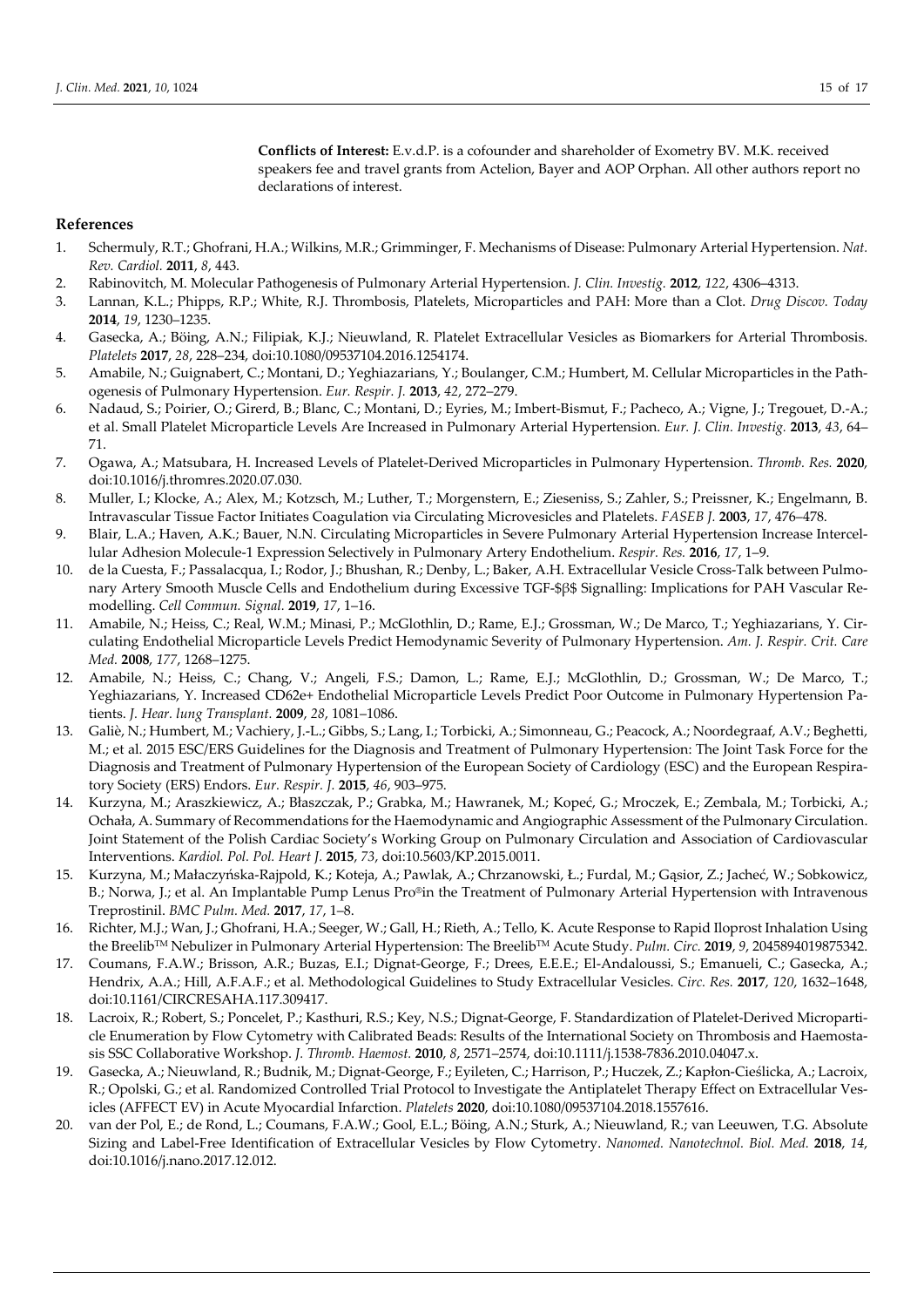**Conflicts of Interest:** E.v.d.P. is a cofounder and shareholder of Exometry BV. M.K. received speakers fee and travel grants from Actelion, Bayer and AOP Orphan. All other authors report no declarations of interest.

## References

1. Schermuly, R.T.; Ghofrani, H.A.; Wilkins, M.R.; Grimminger, F. Mechanisms of Disease: Pulmonary Arterial Hypertension. *Nat. Rev. Cardiol.* **2011**, *8*, 443.
2. Rabinovitch, M. Molecular Pathogenesis of Pulmonary Arterial Hypertension. *J. Clin. Investig.* **2012**, *122*, 4306–4313.
3. Lannan, K.L.; Phipps, R.P.; White, R.J. Thrombosis, Platelets, Microparticles and PAH: More than a Clot. *Drug Discov. Today* **2014**, *19*, 1230–1235.
4. Gasecka, A.; Böing, A.N.; Filipiak, K.J.; Nieuwland, R. Platelet Extracellular Vesicles as Biomarkers for Arterial Thrombosis. *Platelets* **2017**, *28*, 228–234, doi:10.1080/09537104.2016.1254174.
5. Amabile, N.; Guignabert, C.; Montani, D.; Yeghiazarians, Y.; Boulanger, C.M.; Humbert, M. Cellular Microparticles in the Pathogenesis of Pulmonary Hypertension. *Eur. Respir. J.* **2013**, *42*, 272–279.
6. Nadaud, S.; Poirier, O.; Girerd, B.; Blanc, C.; Montani, D.; Eyries, M.; Imbert-Bismut, F.; Pacheco, A.; Vigne, J.; Tregouet, D.-A.; et al. Small Platelet Microparticle Levels Are Increased in Pulmonary Arterial Hypertension. *Eur. J. Clin. Investig.* **2013**, *43*, 64–71.
7. Ogawa, A.; Matsubara, H. Increased Levels of Platelet-Derived Microparticles in Pulmonary Hypertension. *Thromb. Res.* **2020**, doi:10.1016/j.thromres.2020.07.030.
8. Muller, I.; Klocke, A.; Alex, M.; Kotzsch, M.; Luther, T.; Morgenstern, E.; Zieseniss, S.; Zahler, S.; Preissner, K.; Engelmann, B. Intravascular Tissue Factor Initiates Coagulation via Circulating Microvesicles and Platelets. *FASEB J.* **2003**, *17*, 476–478.
9. Blair, L.A.; Haven, A.K.; Bauer, N.N. Circulating Microparticles in Severe Pulmonary Arterial Hypertension Increase Intercellular Adhesion Molecule-1 Expression Selectively in Pulmonary Artery Endothelium. *Respir. Res.* **2016**, *17*, 1–9.
10. de la Cuesta, F.; Passalacqua, I.; Rodor, J.; Bhushan, R.; Denby, L.; Baker, A.H. Extracellular Vesicle Cross-Talk between Pulmonary Artery Smooth Muscle Cells and Endothelium during Excessive TGF-$β$ Signalling: Implications for PAH Vascular Remodelling. *Cell Commun. Signal.* **2019**, *17*, 1–16.
11. Amabile, N.; Heiss, C.; Real, W.M.; Minasi, P.; McGlothlin, D.; Rame, E.J.; Grossman, W.; De Marco, T.; Yeghiazarians, Y. Circulating Endothelial Microparticle Levels Predict Hemodynamic Severity of Pulmonary Hypertension. *Am. J. Respir. Crit. Care Med.* **2008**, *177*, 1268–1275.
12. Amabile, N.; Heiss, C.; Chang, V.; Angeli, F.S.; Damon, L.; Rame, E.J.; McGlothlin, D.; Grossman, W.; De Marco, T.; Yeghiazarians, Y. Increased CD62e+ Endothelial Microparticle Levels Predict Poor Outcome in Pulmonary Hypertension Patients. *J. Hear. lung Transplant.* **2009**, *28*, 1081–1086.
13. Galiè, N.; Humbert, M.; Vachiery, J.-L.; Gibbs, S.; Lang, I.; Torbicki, A.; Simonneau, G.; Peacock, A.; Noordegraaf, A.V.; Beghetti, M.; et al. 2015 ESC/ERS Guidelines for the Diagnosis and Treatment of Pulmonary Hypertension: The Joint Task Force for the Diagnosis and Treatment of Pulmonary Hypertension of the European Society of Cardiology (ESC) and the European Respiratory Society (ERS) Endors. *Eur. Respir. J.* **2015**, *46*, 903–975.
14. Kurzyna, M.; Araszkiewicz, A.; Błaszczak, P.; Grabka, M.; Hawranek, M.; Kopeć, G.; Mroczek, E.; Zembala, M.; Torbicki, A.; Ochała, A. Summary of Recommendations for the Haemodynamic and Angiographic Assessment of the Pulmonary Circulation. Joint Statement of the Polish Cardiac Society's Working Group on Pulmonary Circulation and Association of Cardiovascular Interventions. *Kardiol. Pol. Pol. Heart J.* **2015**, *73*, doi:10.5603/KP.2015.0011.
15. Kurzyna, M.; Małaczyńska-Rajpold, K.; Koteja, A.; Pawlak, A.; Chrzanowski, Ł.; Furdal, M.; Gąsior, Z.; Jacheć, W.; Sobkowicz, B.; Norwa, J.; et al. An Implantable Pump Lenus Pro®in the Treatment of Pulmonary Arterial Hypertension with Intravenous Treprostinil. *BMC Pulm. Med.* **2017**, *17*, 1–8.
16. Richter, M.J.; Wan, J.; Ghofrani, H.A.; Seeger, W.; Gall, H.; Rieth, A.; Tello, K. Acute Response to Rapid Iloprost Inhalation Using the Breelib™ Nebulizer in Pulmonary Arterial Hypertension: The Breelib™ Acute Study. *Pulm. Circ.* **2019**, *9*, 2045894019875342.
17. Coumans, F.A.W.; Brisson, A.R.; Buzas, E.I.; Dignat-George, F.; Drees, E.E.E.; El-Andaloussi, S.; Emanueli, C.; Gasecka, A.; Hendrix, A.A.; Hill, A.F.A.F.; et al. Methodological Guidelines to Study Extracellular Vesicles. *Circ. Res.* **2017**, *120*, 1632–1648, doi:10.1161/CIRCRESAHA.117.309417.
18. Lacroix, R.; Robert, S.; Poncelet, P.; Kasthuri, R.S.; Key, N.S.; Dignat-George, F. Standardization of Platelet-Derived Microparticle Enumeration by Flow Cytometry with Calibrated Beads: Results of the International Society on Thrombosis and Haemostasis SSC Collaborative Workshop. *J. Thromb. Haemost.* **2010**, *8*, 2571–2574, doi:10.1111/j.1538-7836.2010.04047.x.
19. Gasecka, A.; Nieuwland, R.; Budnik, M.; Dignat-George, F.; Eyileten, C.; Harrison, P.; Huczek, Z.; Kapłon-Cieślicka, A.; Lacroix, R.; Opolski, G.; et al. Randomized Controlled Trial Protocol to Investigate the Antiplatelet Therapy Effect on Extracellular Vesicles (AFFECT EV) in Acute Myocardial Infarction. *Platelets* **2020**, doi:10.1080/09537104.2018.1557616.
20. van der Pol, E.; de Rond, L.; Coumans, F.A.W.; Gool, E.L.; Böing, A.N.; Sturk, A.; Nieuwland, R.; van Leeuwen, T.G. Absolute Sizing and Label-Free Identification of Extracellular Vesicles by Flow Cytometry. *Nanomed. Nanotechnol. Biol. Med.* **2018**, *14*, doi:10.1016/j.nano.2017.12.012.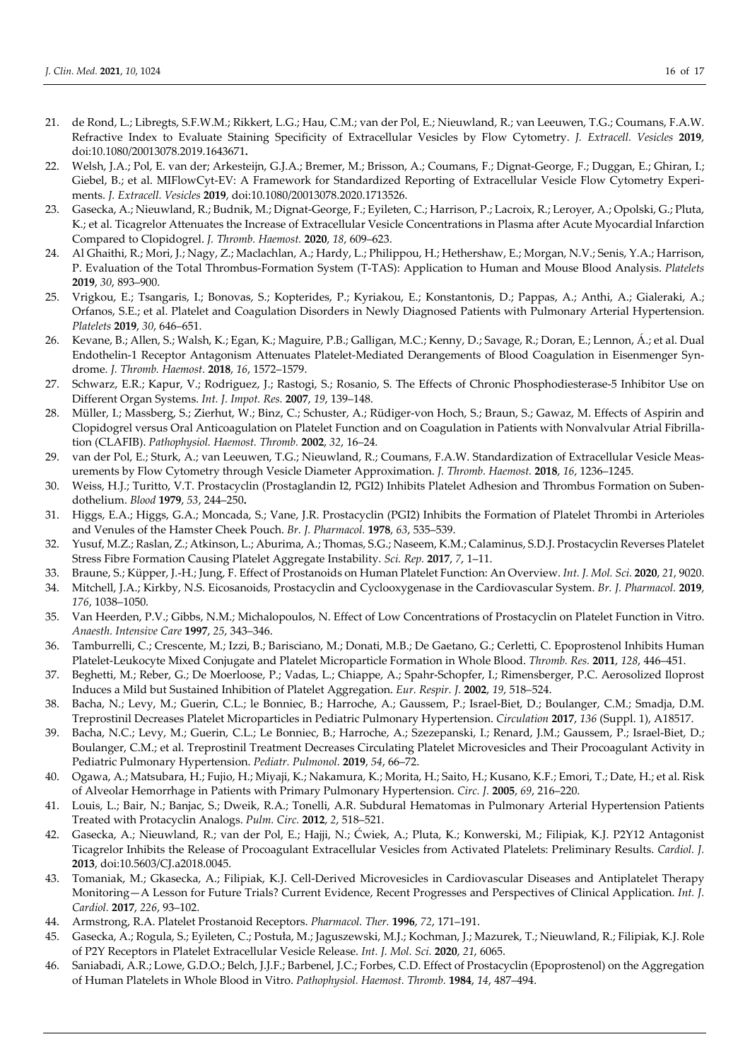21. de Rond, L.; Libregts, S.F.W.M.; Rikkert, L.G.; Hau, C.M.; van der Pol, E.; Nieuwland, R.; van Leeuwen, T.G.; Coumans, F.A.W. Refractive Index to Evaluate Staining Specificity of Extracellular Vesicles by Flow Cytometry. *J. Extracell. Vesicles* **2019**, doi:10.1080/20013078.2019.1643671**.**
22. Welsh, J.A.; Pol, E. van der; Arkesteijn, G.J.A.; Bremer, M.; Brisson, A.; Coumans, F.; Dignat-George, F.; Duggan, E.; Ghiran, I.; Giebel, B.; et al. MIFlowCyt-EV: A Framework for Standardized Reporting of Extracellular Vesicle Flow Cytometry Experiments. *J. Extracell. Vesicles* **2019**, doi:10.1080/20013078.2020.1713526.
23. Gasecka, A.; Nieuwland, R.; Budnik, M.; Dignat-George, F.; Eyileten, C.; Harrison, P.; Lacroix, R.; Leroyer, A.; Opolski, G.; Pluta, K.; et al. Ticagrelor Attenuates the Increase of Extracellular Vesicle Concentrations in Plasma after Acute Myocardial Infarction Compared to Clopidogrel. *J. Thromb. Haemost.* **2020**, *18*, 609–623.
24. Al Ghaithi, R.; Mori, J.; Nagy, Z.; Maclachlan, A.; Hardy, L.; Philippou, H.; Hethershaw, E.; Morgan, N.V.; Senis, Y.A.; Harrison, P. Evaluation of the Total Thrombus-Formation System (T-TAS): Application to Human and Mouse Blood Analysis. *Platelets* **2019**, *30*, 893–900.
25. Vrigkou, E.; Tsangaris, I.; Bonovas, S.; Kopterides, P.; Kyriakou, E.; Konstantonis, D.; Pappas, A.; Anthi, A.; Gialeraki, A.; Orfanos, S.E.; et al. Platelet and Coagulation Disorders in Newly Diagnosed Patients with Pulmonary Arterial Hypertension. *Platelets* **2019**, *30*, 646–651.
26. Kevane, B.; Allen, S.; Walsh, K.; Egan, K.; Maguire, P.B.; Galligan, M.C.; Kenny, D.; Savage, R.; Doran, E.; Lennon, Á.; et al. Dual Endothelin-1 Receptor Antagonism Attenuates Platelet-Mediated Derangements of Blood Coagulation in Eisenmenger Syndrome. *J. Thromb. Haemost.* **2018**, *16*, 1572–1579.
27. Schwarz, E.R.; Kapur, V.; Rodriguez, J.; Rastogi, S.; Rosanio, S. The Effects of Chronic Phosphodiesterase-5 Inhibitor Use on Different Organ Systems. *Int. J. Impot. Res.* **2007**, *19*, 139–148.
28. Müller, I.; Massberg, S.; Zierhut, W.; Binz, C.; Schuster, A.; Rüdiger-von Hoch, S.; Braun, S.; Gawaz, M. Effects of Aspirin and Clopidogrel versus Oral Anticoagulation on Platelet Function and on Coagulation in Patients with Nonvalvular Atrial Fibrillation (CLAFIB). *Pathophysiol. Haemost. Thromb.* **2002**, *32*, 16–24.
29. van der Pol, E.; Sturk, A.; van Leeuwen, T.G.; Nieuwland, R.; Coumans, F.A.W. Standardization of Extracellular Vesicle Measurements by Flow Cytometry through Vesicle Diameter Approximation. *J. Thromb. Haemost.* **2018**, *16*, 1236–1245.
30. Weiss, H.J.; Turitto, V.T. Prostacyclin (Prostaglandin I2, PGI2) Inhibits Platelet Adhesion and Thrombus Formation on Subendothelium. *Blood* **1979**, *53*, 244–250**.**
31. Higgs, E.A.; Higgs, G.A.; Moncada, S.; Vane, J.R. Prostacyclin (PGI2) Inhibits the Formation of Platelet Thrombi in Arterioles and Venules of the Hamster Cheek Pouch. *Br. J. Pharmacol.* **1978**, *63*, 535–539.
32. Yusuf, M.Z.; Raslan, Z.; Atkinson, L.; Aburima, A.; Thomas, S.G.; Naseem, K.M.; Calaminus, S.D.J. Prostacyclin Reverses Platelet Stress Fibre Formation Causing Platelet Aggregate Instability. *Sci. Rep.* **2017**, *7*, 1–11.
33. Braune, S.; Küpper, J.-H.; Jung, F. Effect of Prostanoids on Human Platelet Function: An Overview. *Int. J. Mol. Sci.* **2020**, *21*, 9020.
34. Mitchell, J.A.; Kirkby, N.S. Eicosanoids, Prostacyclin and Cyclooxygenase in the Cardiovascular System. *Br. J. Pharmacol.* **2019**, *176*, 1038–1050.
35. Van Heerden, P.V.; Gibbs, N.M.; Michalopoulos, N. Effect of Low Concentrations of Prostacyclin on Platelet Function in Vitro. *Anaesth. Intensive Care* **1997**, *25*, 343–346.
36. Tamburrelli, C.; Crescente, M.; Izzi, B.; Barisciano, M.; Donati, M.B.; De Gaetano, G.; Cerletti, C. Epoprostenol Inhibits Human Platelet-Leukocyte Mixed Conjugate and Platelet Microparticle Formation in Whole Blood. *Thromb. Res.* **2011**, *128*, 446–451.
37. Beghetti, M.; Reber, G.; De Moerloose, P.; Vadas, L.; Chiappe, A.; Spahr-Schopfer, I.; Rimensberger, P.C. Aerosolized Iloprost Induces a Mild but Sustained Inhibition of Platelet Aggregation. *Eur. Respir. J.* **2002**, *19*, 518–524.
38. Bacha, N.; Levy, M.; Guerin, C.L.; le Bonniec, B.; Harroche, A.; Gaussem, P.; Israel-Biet, D.; Boulanger, C.M.; Smadja, D.M. Treprostinil Decreases Platelet Microparticles in Pediatric Pulmonary Hypertension. *Circulation* **2017**, *136* (Suppl. 1), A18517.
39. Bacha, N.C.; Levy, M.; Guerin, C.L.; Le Bonniec, B.; Harroche, A.; Szezepanski, I.; Renard, J.M.; Gaussem, P.; Israel-Biet, D.; Boulanger, C.M.; et al. Treprostinil Treatment Decreases Circulating Platelet Microvesicles and Their Procoagulant Activity in Pediatric Pulmonary Hypertension. *Pediatr. Pulmonol.* **2019**, *54*, 66–72.
40. Ogawa, A.; Matsubara, H.; Fujio, H.; Miyaji, K.; Nakamura, K.; Morita, H.; Saito, H.; Kusano, K.F.; Emori, T.; Date, H.; et al. Risk of Alveolar Hemorrhage in Patients with Primary Pulmonary Hypertension. *Circ. J.* **2005**, *69*, 216–220.
41. Louis, L.; Bair, N.; Banjac, S.; Dweik, R.A.; Tonelli, A.R. Subdural Hematomas in Pulmonary Arterial Hypertension Patients Treated with Protacyclin Analogs. *Pulm. Circ.* **2012**, *2*, 518–521.
42. Gasecka, A.; Nieuwland, R.; van der Pol, E.; Hajji, N.; Ćwiek, A.; Pluta, K.; Konwerski, M.; Filipiak, K.J. P2Y12 Antagonist Ticagrelor Inhibits the Release of Procoagulant Extracellular Vesicles from Activated Platelets: Preliminary Results. *Cardiol. J.* **2013**, doi:10.5603/CJ.a2018.0045.
43. Tomaniak, M.; Gkasecka, A.; Filipiak, K.J. Cell-Derived Microvesicles in Cardiovascular Diseases and Antiplatelet Therapy Monitoring—A Lesson for Future Trials? Current Evidence, Recent Progresses and Perspectives of Clinical Application. *Int. J. Cardiol.* **2017**, *226*, 93–102.
44. Armstrong, R.A. Platelet Prostanoid Receptors. *Pharmacol. Ther.* **1996**, *72*, 171–191.
45. Gasecka, A.; Rogula, S.; Eyileten, C.; Postuła, M.; Jaguszewski, M.J.; Kochman, J.; Mazurek, T.; Nieuwland, R.; Filipiak, K.J. Role of P2Y Receptors in Platelet Extracellular Vesicle Release. *Int. J. Mol. Sci.* **2020**, *21*, 6065.
46. Saniabadi, A.R.; Lowe, G.D.O.; Belch, J.J.F.; Barbenel, J.C.; Forbes, C.D. Effect of Prostacyclin (Epoprostenol) on the Aggregation of Human Platelets in Whole Blood in Vitro. *Pathophysiol. Haemost. Thromb.* **1984**, *14*, 487–494.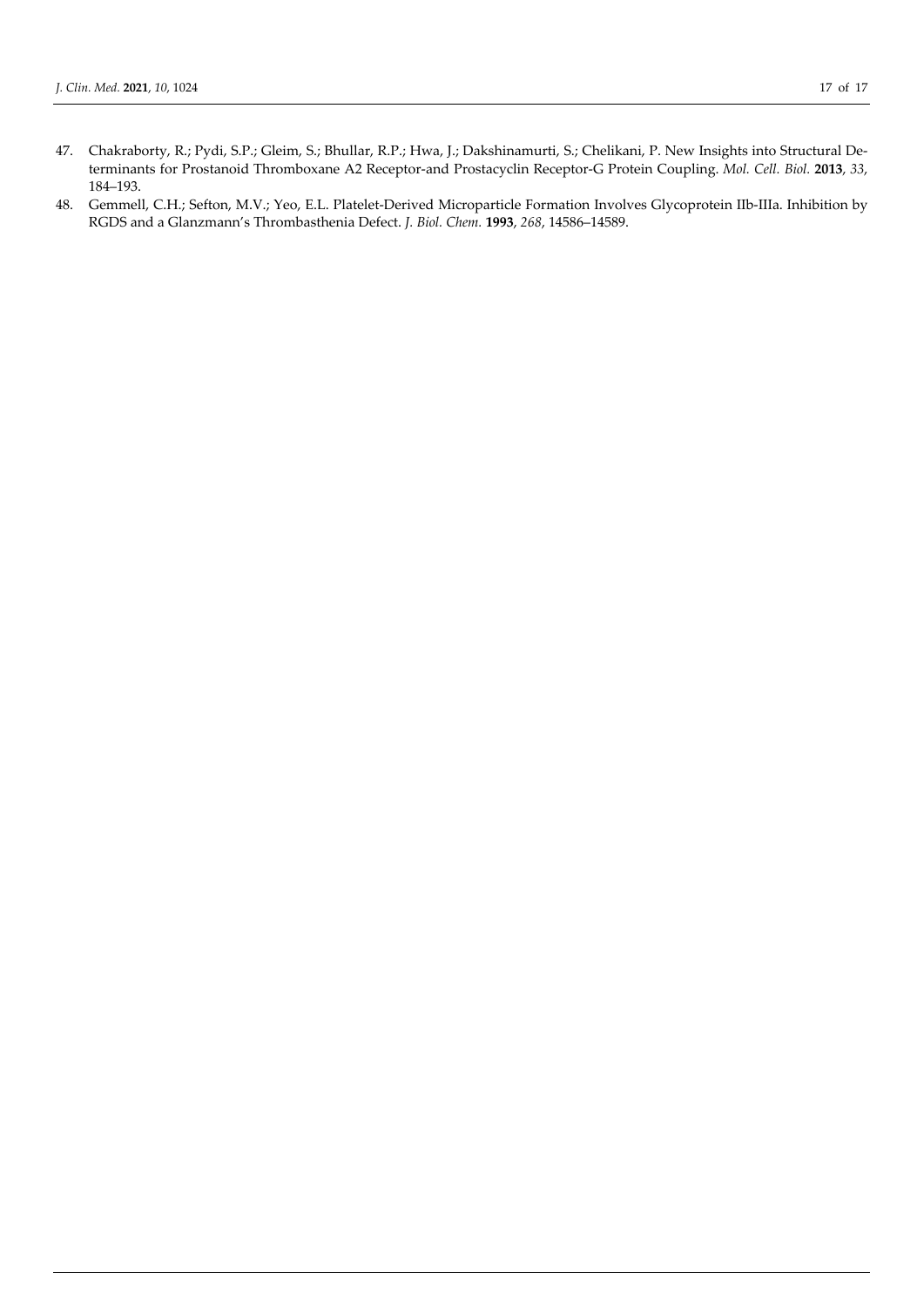47. Chakraborty, R.; Pydi, S.P.; Gleim, S.; Bhullar, R.P.; Hwa, J.; Dakshinamurti, S.; Chelikani, P. New Insights into Structural Determinants for Prostanoid Thromboxane A2 Receptor-and Prostacyclin Receptor-G Protein Coupling. *Mol. Cell. Biol.* **2013**, *33*, 184–193.
48. Gemmell, C.H.; Sefton, M.V.; Yeo, E.L. Platelet-Derived Microparticle Formation Involves Glycoprotein IIb-IIIa. Inhibition by RGDS and a Glanzmann's Thrombasthenia Defect. *J. Biol. Chem.* **1993**, *268*, 14586–14589.